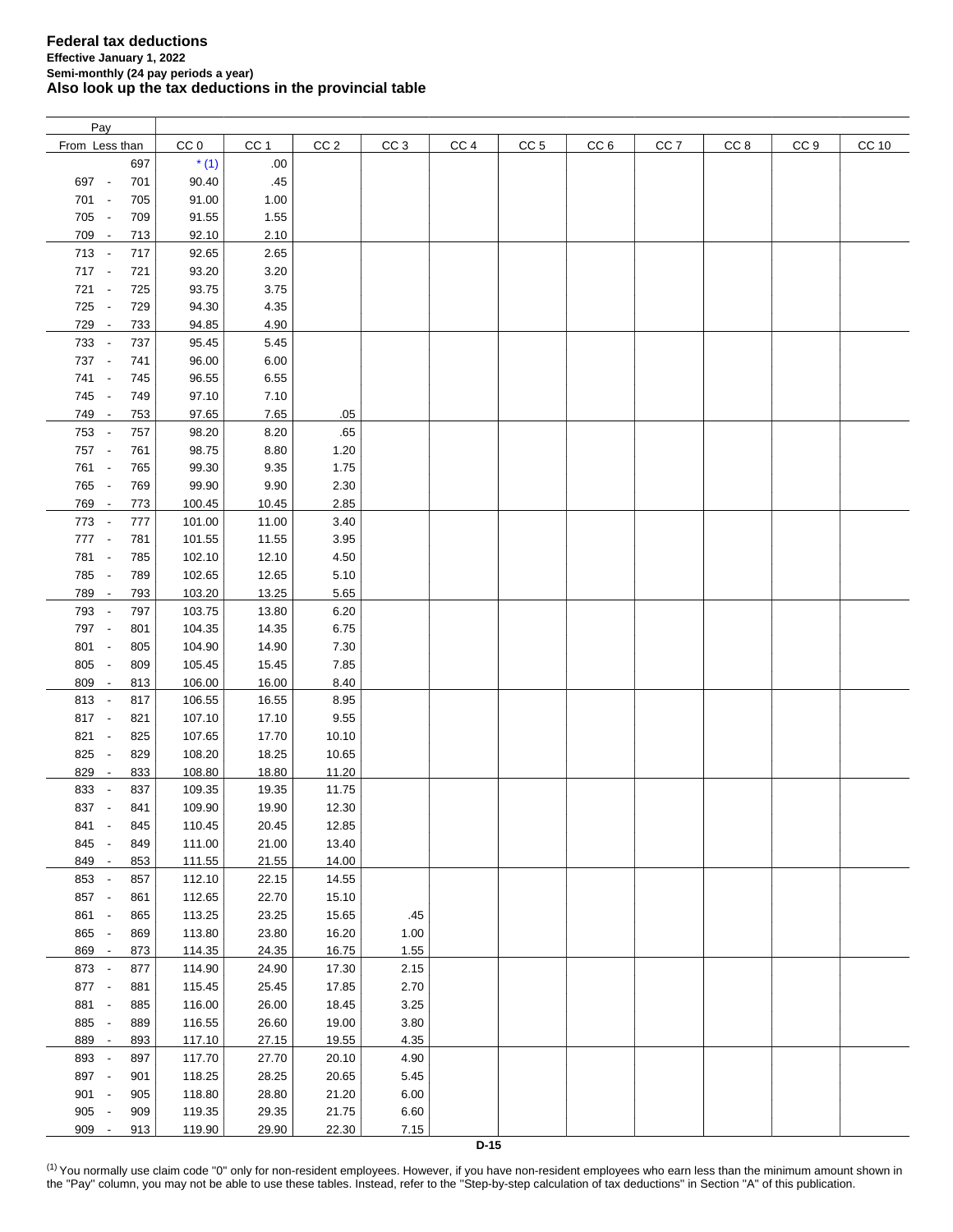**Federal tax deductions**
**Effective January 1, 2022**
**Semi-monthly (24 pay periods a year)**
**Also look up the tax deductions in the provincial table**

| Pay From | Pay Less than | CC 0 | CC 1 | CC 2 | CC 3 | CC 4 | CC 5 | CC 6 | CC 7 | CC 8 | CC 9 | CC 10 |
|---|---|---|---|---|---|---|---|---|---|---|---|---|
| | 697 | * (1) | .00 | | | | | | | | | |
| 697 - | 701 | 90.40 | .45 | | | | | | | | | |
| 701 - | 705 | 91.00 | 1.00 | | | | | | | | | |
| 705 - | 709 | 91.55 | 1.55 | | | | | | | | | |
| 709 - | 713 | 92.10 | 2.10 | | | | | | | | | |
| 713 - | 717 | 92.65 | 2.65 | | | | | | | | | |
| 717 - | 721 | 93.20 | 3.20 | | | | | | | | | |
| 721 - | 725 | 93.75 | 3.75 | | | | | | | | | |
| 725 - | 729 | 94.30 | 4.35 | | | | | | | | | |
| 729 - | 733 | 94.85 | 4.90 | | | | | | | | | |
| 733 - | 737 | 95.45 | 5.45 | | | | | | | | | |
| 737 - | 741 | 96.00 | 6.00 | | | | | | | | | |
| 741 - | 745 | 96.55 | 6.55 | | | | | | | | | |
| 745 - | 749 | 97.10 | 7.10 | | | | | | | | | |
| 749 - | 753 | 97.65 | 7.65 | .05 | | | | | | | | |
| 753 - | 757 | 98.20 | 8.20 | .65 | | | | | | | | |
| 757 - | 761 | 98.75 | 8.80 | 1.20 | | | | | | | | |
| 761 - | 765 | 99.30 | 9.35 | 1.75 | | | | | | | | |
| 765 - | 769 | 99.90 | 9.90 | 2.30 | | | | | | | | |
| 769 - | 773 | 100.45 | 10.45 | 2.85 | | | | | | | | |
| 773 - | 777 | 101.00 | 11.00 | 3.40 | | | | | | | | |
| 777 - | 781 | 101.55 | 11.55 | 3.95 | | | | | | | | |
| 781 - | 785 | 102.10 | 12.10 | 4.50 | | | | | | | | |
| 785 - | 789 | 102.65 | 12.65 | 5.10 | | | | | | | | |
| 789 - | 793 | 103.20 | 13.25 | 5.65 | | | | | | | | |
| 793 - | 797 | 103.75 | 13.80 | 6.20 | | | | | | | | |
| 797 - | 801 | 104.35 | 14.35 | 6.75 | | | | | | | | |
| 801 - | 805 | 104.90 | 14.90 | 7.30 | | | | | | | | |
| 805 - | 809 | 105.45 | 15.45 | 7.85 | | | | | | | | |
| 809 - | 813 | 106.00 | 16.00 | 8.40 | | | | | | | | |
| 813 - | 817 | 106.55 | 16.55 | 8.95 | | | | | | | | |
| 817 - | 821 | 107.10 | 17.10 | 9.55 | | | | | | | | |
| 821 - | 825 | 107.65 | 17.70 | 10.10 | | | | | | | | |
| 825 - | 829 | 108.20 | 18.25 | 10.65 | | | | | | | | |
| 829 - | 833 | 108.80 | 18.80 | 11.20 | | | | | | | | |
| 833 - | 837 | 109.35 | 19.35 | 11.75 | | | | | | | | |
| 837 - | 841 | 109.90 | 19.90 | 12.30 | | | | | | | | |
| 841 - | 845 | 110.45 | 20.45 | 12.85 | | | | | | | | |
| 845 - | 849 | 111.00 | 21.00 | 13.40 | | | | | | | | |
| 849 - | 853 | 111.55 | 21.55 | 14.00 | | | | | | | | |
| 853 - | 857 | 112.10 | 22.15 | 14.55 | | | | | | | | |
| 857 - | 861 | 112.65 | 22.70 | 15.10 | | | | | | | | |
| 861 - | 865 | 113.25 | 23.25 | 15.65 | .45 | | | | | | | |
| 865 - | 869 | 113.80 | 23.80 | 16.20 | 1.00 | | | | | | | |
| 869 - | 873 | 114.35 | 24.35 | 16.75 | 1.55 | | | | | | | |
| 873 - | 877 | 114.90 | 24.90 | 17.30 | 2.15 | | | | | | | |
| 877 - | 881 | 115.45 | 25.45 | 17.85 | 2.70 | | | | | | | |
| 881 - | 885 | 116.00 | 26.00 | 18.45 | 3.25 | | | | | | | |
| 885 - | 889 | 116.55 | 26.60 | 19.00 | 3.80 | | | | | | | |
| 889 - | 893 | 117.10 | 27.15 | 19.55 | 4.35 | | | | | | | |
| 893 - | 897 | 117.70 | 27.70 | 20.10 | 4.90 | | | | | | | |
| 897 - | 901 | 118.25 | 28.25 | 20.65 | 5.45 | | | | | | | |
| 901 - | 905 | 118.80 | 28.80 | 21.20 | 6.00 | | | | | | | |
| 905 - | 909 | 119.35 | 29.35 | 21.75 | 6.60 | | | | | | | |
| 909 - | 913 | 119.90 | 29.90 | 22.30 | 7.15 | | | | | | | |

(1) You normally use claim code "0" only for non-resident employees. However, if you have non-resident employees who earn less than the minimum amount shown in the "Pay" column, you may not be able to use these tables. Instead, refer to the "Step-by-step calculation of tax deductions" in Section "A" of this publication.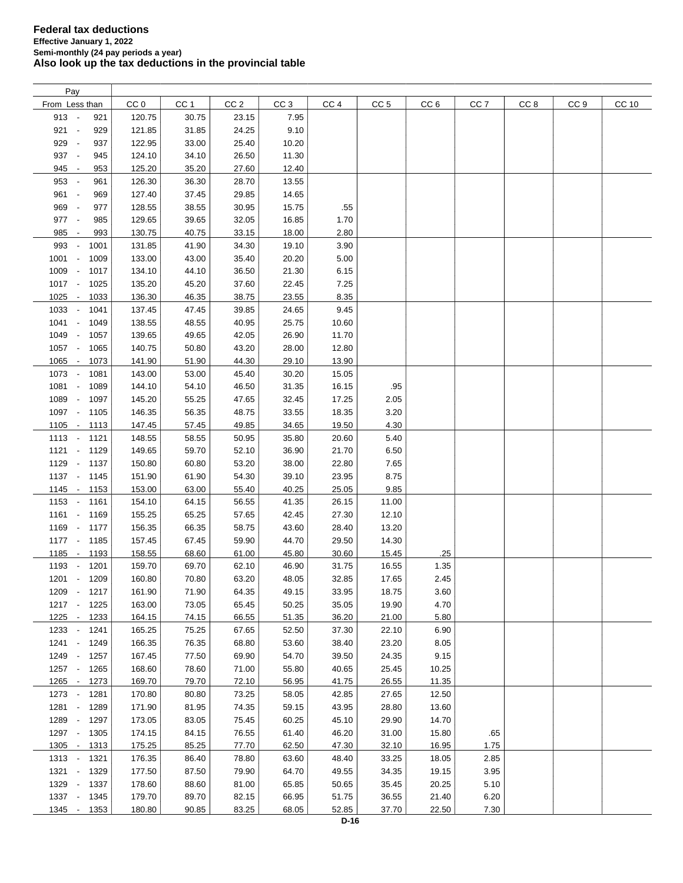# Federal tax deductions

**Effective January 1, 2022**

**Semi-monthly (24 pay periods a year)**

**Also look up the tax deductions in the provincial table**

| Pay From Less than | CC 0 | CC 1 | CC 2 | CC 3 | CC 4 | CC 5 | CC 6 | CC 7 | CC 8 | CC 9 | CC 10 |
|---|---|---|---|---|---|---|---|---|---|---|---|
| 913 - 921 | 120.75 | 30.75 | 23.15 | 7.95 | | | | | | | |
| 921 - 929 | 121.85 | 31.85 | 24.25 | 9.10 | | | | | | | |
| 929 - 937 | 122.95 | 33.00 | 25.40 | 10.20 | | | | | | | |
| 937 - 945 | 124.10 | 34.10 | 26.50 | 11.30 | | | | | | | |
| 945 - 953 | 125.20 | 35.20 | 27.60 | 12.40 | | | | | | | |
| 953 - 961 | 126.30 | 36.30 | 28.70 | 13.55 | | | | | | | |
| 961 - 969 | 127.40 | 37.45 | 29.85 | 14.65 | | | | | | | |
| 969 - 977 | 128.55 | 38.55 | 30.95 | 15.75 | .55 | | | | | | |
| 977 - 985 | 129.65 | 39.65 | 32.05 | 16.85 | 1.70 | | | | | | |
| 985 - 993 | 130.75 | 40.75 | 33.15 | 18.00 | 2.80 | | | | | | |
| 993 - 1001 | 131.85 | 41.90 | 34.30 | 19.10 | 3.90 | | | | | | |
| 1001 - 1009 | 133.00 | 43.00 | 35.40 | 20.20 | 5.00 | | | | | | |
| 1009 - 1017 | 134.10 | 44.10 | 36.50 | 21.30 | 6.15 | | | | | | |
| 1017 - 1025 | 135.20 | 45.20 | 37.60 | 22.45 | 7.25 | | | | | | |
| 1025 - 1033 | 136.30 | 46.35 | 38.75 | 23.55 | 8.35 | | | | | | |
| 1033 - 1041 | 137.45 | 47.45 | 39.85 | 24.65 | 9.45 | | | | | | |
| 1041 - 1049 | 138.55 | 48.55 | 40.95 | 25.75 | 10.60 | | | | | | |
| 1049 - 1057 | 139.65 | 49.65 | 42.05 | 26.90 | 11.70 | | | | | | |
| 1057 - 1065 | 140.75 | 50.80 | 43.20 | 28.00 | 12.80 | | | | | | |
| 1065 - 1073 | 141.90 | 51.90 | 44.30 | 29.10 | 13.90 | | | | | | |
| 1073 - 1081 | 143.00 | 53.00 | 45.40 | 30.20 | 15.05 | | | | | | |
| 1081 - 1089 | 144.10 | 54.10 | 46.50 | 31.35 | 16.15 | .95 | | | | | |
| 1089 - 1097 | 145.20 | 55.25 | 47.65 | 32.45 | 17.25 | 2.05 | | | | | |
| 1097 - 1105 | 146.35 | 56.35 | 48.75 | 33.55 | 18.35 | 3.20 | | | | | |
| 1105 - 1113 | 147.45 | 57.45 | 49.85 | 34.65 | 19.50 | 4.30 | | | | | |
| 1113 - 1121 | 148.55 | 58.55 | 50.95 | 35.80 | 20.60 | 5.40 | | | | | |
| 1121 - 1129 | 149.65 | 59.70 | 52.10 | 36.90 | 21.70 | 6.50 | | | | | |
| 1129 - 1137 | 150.80 | 60.80 | 53.20 | 38.00 | 22.80 | 7.65 | | | | | |
| 1137 - 1145 | 151.90 | 61.90 | 54.30 | 39.10 | 23.95 | 8.75 | | | | | |
| 1145 - 1153 | 153.00 | 63.00 | 55.40 | 40.25 | 25.05 | 9.85 | | | | | |
| 1153 - 1161 | 154.10 | 64.15 | 56.55 | 41.35 | 26.15 | 11.00 | | | | | |
| 1161 - 1169 | 155.25 | 65.25 | 57.65 | 42.45 | 27.30 | 12.10 | | | | | |
| 1169 - 1177 | 156.35 | 66.35 | 58.75 | 43.60 | 28.40 | 13.20 | | | | | |
| 1177 - 1185 | 157.45 | 67.45 | 59.90 | 44.70 | 29.50 | 14.30 | | | | | |
| 1185 - 1193 | 158.55 | 68.60 | 61.00 | 45.80 | 30.60 | 15.45 | .25 | | | | |
| 1193 - 1201 | 159.70 | 69.70 | 62.10 | 46.90 | 31.75 | 16.55 | 1.35 | | | | |
| 1201 - 1209 | 160.80 | 70.80 | 63.20 | 48.05 | 32.85 | 17.65 | 2.45 | | | | |
| 1209 - 1217 | 161.90 | 71.90 | 64.35 | 49.15 | 33.95 | 18.75 | 3.60 | | | | |
| 1217 - 1225 | 163.00 | 73.05 | 65.45 | 50.25 | 35.05 | 19.90 | 4.70 | | | | |
| 1225 - 1233 | 164.15 | 74.15 | 66.55 | 51.35 | 36.20 | 21.00 | 5.80 | | | | |
| 1233 - 1241 | 165.25 | 75.25 | 67.65 | 52.50 | 37.30 | 22.10 | 6.90 | | | | |
| 1241 - 1249 | 166.35 | 76.35 | 68.80 | 53.60 | 38.40 | 23.20 | 8.05 | | | | |
| 1249 - 1257 | 167.45 | 77.50 | 69.90 | 54.70 | 39.50 | 24.35 | 9.15 | | | | |
| 1257 - 1265 | 168.60 | 78.60 | 71.00 | 55.80 | 40.65 | 25.45 | 10.25 | | | | |
| 1265 - 1273 | 169.70 | 79.70 | 72.10 | 56.95 | 41.75 | 26.55 | 11.35 | | | | |
| 1273 - 1281 | 170.80 | 80.80 | 73.25 | 58.05 | 42.85 | 27.65 | 12.50 | | | | |
| 1281 - 1289 | 171.90 | 81.95 | 74.35 | 59.15 | 43.95 | 28.80 | 13.60 | | | | |
| 1289 - 1297 | 173.05 | 83.05 | 75.45 | 60.25 | 45.10 | 29.90 | 14.70 | | | | |
| 1297 - 1305 | 174.15 | 84.15 | 76.55 | 61.40 | 46.20 | 31.00 | 15.80 | .65 | | | |
| 1305 - 1313 | 175.25 | 85.25 | 77.70 | 62.50 | 47.30 | 32.10 | 16.95 | 1.75 | | | |
| 1313 - 1321 | 176.35 | 86.40 | 78.80 | 63.60 | 48.40 | 33.25 | 18.05 | 2.85 | | | |
| 1321 - 1329 | 177.50 | 87.50 | 79.90 | 64.70 | 49.55 | 34.35 | 19.15 | 3.95 | | | |
| 1329 - 1337 | 178.60 | 88.60 | 81.00 | 65.85 | 50.65 | 35.45 | 20.25 | 5.10 | | | |
| 1337 - 1345 | 179.70 | 89.70 | 82.15 | 66.95 | 51.75 | 36.55 | 21.40 | 6.20 | | | |
| 1345 - 1353 | 180.80 | 90.85 | 83.25 | 68.05 | 52.85 | 37.70 | 22.50 | 7.30 | | | |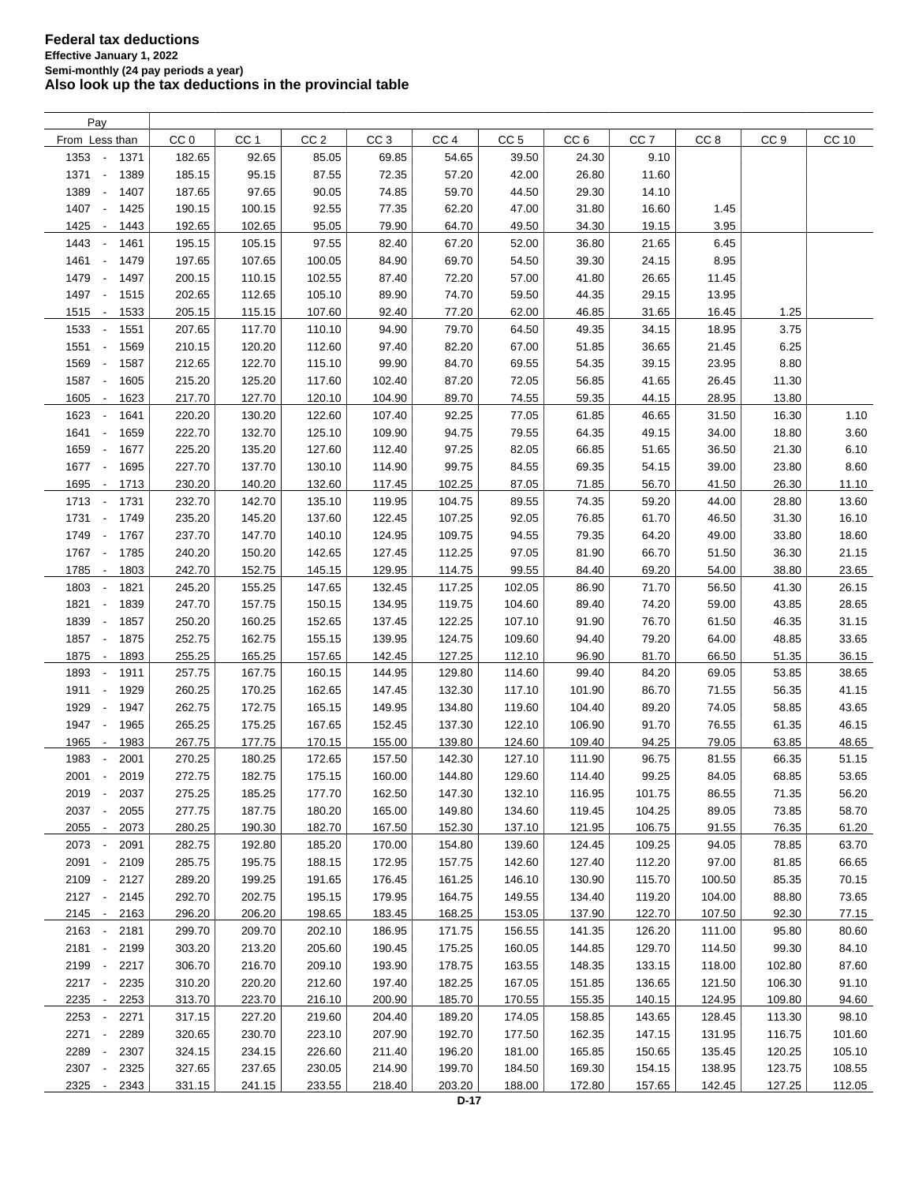# Federal tax deductions

**Effective January 1, 2022**

**Semi-monthly (24 pay periods a year)**

**Also look up the tax deductions in the provincial table**

| Pay From | Less than | CC 0 | CC 1 | CC 2 | CC 3 | CC 4 | CC 5 | CC 6 | CC 7 | CC 8 | CC 9 | CC 10 |
|---|---|---|---|---|---|---|---|---|---|---|---|---|
| 1353 | 1371 | 182.65 | 92.65 | 85.05 | 69.85 | 54.65 | 39.50 | 24.30 | 9.10 | | | |
| 1371 | 1389 | 185.15 | 95.15 | 87.55 | 72.35 | 57.20 | 42.00 | 26.80 | 11.60 | | | |
| 1389 | 1407 | 187.65 | 97.65 | 90.05 | 74.85 | 59.70 | 44.50 | 29.30 | 14.10 | | | |
| 1407 | 1425 | 190.15 | 100.15 | 92.55 | 77.35 | 62.20 | 47.00 | 31.80 | 16.60 | 1.45 | | |
| 1425 | 1443 | 192.65 | 102.65 | 95.05 | 79.90 | 64.70 | 49.50 | 34.30 | 19.15 | 3.95 | | |
| 1443 | 1461 | 195.15 | 105.15 | 97.55 | 82.40 | 67.20 | 52.00 | 36.80 | 21.65 | 6.45 | | |
| 1461 | 1479 | 197.65 | 107.65 | 100.05 | 84.90 | 69.70 | 54.50 | 39.30 | 24.15 | 8.95 | | |
| 1479 | 1497 | 200.15 | 110.15 | 102.55 | 87.40 | 72.20 | 57.00 | 41.80 | 26.65 | 11.45 | | |
| 1497 | 1515 | 202.65 | 112.65 | 105.10 | 89.90 | 74.70 | 59.50 | 44.35 | 29.15 | 13.95 | | |
| 1515 | 1533 | 205.15 | 115.15 | 107.60 | 92.40 | 77.20 | 62.00 | 46.85 | 31.65 | 16.45 | 1.25 | |
| 1533 | 1551 | 207.65 | 117.70 | 110.10 | 94.90 | 79.70 | 64.50 | 49.35 | 34.15 | 18.95 | 3.75 | |
| 1551 | 1569 | 210.15 | 120.20 | 112.60 | 97.40 | 82.20 | 67.00 | 51.85 | 36.65 | 21.45 | 6.25 | |
| 1569 | 1587 | 212.65 | 122.70 | 115.10 | 99.90 | 84.70 | 69.55 | 54.35 | 39.15 | 23.95 | 8.80 | |
| 1587 | 1605 | 215.20 | 125.20 | 117.60 | 102.40 | 87.20 | 72.05 | 56.85 | 41.65 | 26.45 | 11.30 | |
| 1605 | 1623 | 217.70 | 127.70 | 120.10 | 104.90 | 89.70 | 74.55 | 59.35 | 44.15 | 28.95 | 13.80 | |
| 1623 | 1641 | 220.20 | 130.20 | 122.60 | 107.40 | 92.25 | 77.05 | 61.85 | 46.65 | 31.50 | 16.30 | 1.10 |
| 1641 | 1659 | 222.70 | 132.70 | 125.10 | 109.90 | 94.75 | 79.55 | 64.35 | 49.15 | 34.00 | 18.80 | 3.60 |
| 1659 | 1677 | 225.20 | 135.20 | 127.60 | 112.40 | 97.25 | 82.05 | 66.85 | 51.65 | 36.50 | 21.30 | 6.10 |
| 1677 | 1695 | 227.70 | 137.70 | 130.10 | 114.90 | 99.75 | 84.55 | 69.35 | 54.15 | 39.00 | 23.80 | 8.60 |
| 1695 | 1713 | 230.20 | 140.20 | 132.60 | 117.45 | 102.25 | 87.05 | 71.85 | 56.70 | 41.50 | 26.30 | 11.10 |
| 1713 | 1731 | 232.70 | 142.70 | 135.10 | 119.95 | 104.75 | 89.55 | 74.35 | 59.20 | 44.00 | 28.80 | 13.60 |
| 1731 | 1749 | 235.20 | 145.20 | 137.60 | 122.45 | 107.25 | 92.05 | 76.85 | 61.70 | 46.50 | 31.30 | 16.10 |
| 1749 | 1767 | 237.70 | 147.70 | 140.10 | 124.95 | 109.75 | 94.55 | 79.35 | 64.20 | 49.00 | 33.80 | 18.60 |
| 1767 | 1785 | 240.20 | 150.20 | 142.65 | 127.45 | 112.25 | 97.05 | 81.90 | 66.70 | 51.50 | 36.30 | 21.15 |
| 1785 | 1803 | 242.70 | 152.75 | 145.15 | 129.95 | 114.75 | 99.55 | 84.40 | 69.20 | 54.00 | 38.80 | 23.65 |
| 1803 | 1821 | 245.20 | 155.25 | 147.65 | 132.45 | 117.25 | 102.05 | 86.90 | 71.70 | 56.50 | 41.30 | 26.15 |
| 1821 | 1839 | 247.70 | 157.75 | 150.15 | 134.95 | 119.75 | 104.60 | 89.40 | 74.20 | 59.00 | 43.85 | 28.65 |
| 1839 | 1857 | 250.20 | 160.25 | 152.65 | 137.45 | 122.25 | 107.10 | 91.90 | 76.70 | 61.50 | 46.35 | 31.15 |
| 1857 | 1875 | 252.75 | 162.75 | 155.15 | 139.95 | 124.75 | 109.60 | 94.40 | 79.20 | 64.00 | 48.85 | 33.65 |
| 1875 | 1893 | 255.25 | 165.25 | 157.65 | 142.45 | 127.25 | 112.10 | 96.90 | 81.70 | 66.50 | 51.35 | 36.15 |
| 1893 | 1911 | 257.75 | 167.75 | 160.15 | 144.95 | 129.80 | 114.60 | 99.40 | 84.20 | 69.05 | 53.85 | 38.65 |
| 1911 | 1929 | 260.25 | 170.25 | 162.65 | 147.45 | 132.30 | 117.10 | 101.90 | 86.70 | 71.55 | 56.35 | 41.15 |
| 1929 | 1947 | 262.75 | 172.75 | 165.15 | 149.95 | 134.80 | 119.60 | 104.40 | 89.20 | 74.05 | 58.85 | 43.65 |
| 1947 | 1965 | 265.25 | 175.25 | 167.65 | 152.45 | 137.30 | 122.10 | 106.90 | 91.70 | 76.55 | 61.35 | 46.15 |
| 1965 | 1983 | 267.75 | 177.75 | 170.15 | 155.00 | 139.80 | 124.60 | 109.40 | 94.25 | 79.05 | 63.85 | 48.65 |
| 1983 | 2001 | 270.25 | 180.25 | 172.65 | 157.50 | 142.30 | 127.10 | 111.90 | 96.75 | 81.55 | 66.35 | 51.15 |
| 2001 | 2019 | 272.75 | 182.75 | 175.15 | 160.00 | 144.80 | 129.60 | 114.40 | 99.25 | 84.05 | 68.85 | 53.65 |
| 2019 | 2037 | 275.25 | 185.25 | 177.70 | 162.50 | 147.30 | 132.10 | 116.95 | 101.75 | 86.55 | 71.35 | 56.20 |
| 2037 | 2055 | 277.75 | 187.75 | 180.20 | 165.00 | 149.80 | 134.60 | 119.45 | 104.25 | 89.05 | 73.85 | 58.70 |
| 2055 | 2073 | 280.25 | 190.30 | 182.70 | 167.50 | 152.30 | 137.10 | 121.95 | 106.75 | 91.55 | 76.35 | 61.20 |
| 2073 | 2091 | 282.75 | 192.80 | 185.20 | 170.00 | 154.80 | 139.60 | 124.45 | 109.25 | 94.05 | 78.85 | 63.70 |
| 2091 | 2109 | 285.75 | 195.75 | 188.15 | 172.95 | 157.75 | 142.60 | 127.40 | 112.20 | 97.00 | 81.85 | 66.65 |
| 2109 | 2127 | 289.20 | 199.25 | 191.65 | 176.45 | 161.25 | 146.10 | 130.90 | 115.70 | 100.50 | 85.35 | 70.15 |
| 2127 | 2145 | 292.70 | 202.75 | 195.15 | 179.95 | 164.75 | 149.55 | 134.40 | 119.20 | 104.00 | 88.80 | 73.65 |
| 2145 | 2163 | 296.20 | 206.20 | 198.65 | 183.45 | 168.25 | 153.05 | 137.90 | 122.70 | 107.50 | 92.30 | 77.15 |
| 2163 | 2181 | 299.70 | 209.70 | 202.10 | 186.95 | 171.75 | 156.55 | 141.35 | 126.20 | 111.00 | 95.80 | 80.60 |
| 2181 | 2199 | 303.20 | 213.20 | 205.60 | 190.45 | 175.25 | 160.05 | 144.85 | 129.70 | 114.50 | 99.30 | 84.10 |
| 2199 | 2217 | 306.70 | 216.70 | 209.10 | 193.90 | 178.75 | 163.55 | 148.35 | 133.15 | 118.00 | 102.80 | 87.60 |
| 2217 | 2235 | 310.20 | 220.20 | 212.60 | 197.40 | 182.25 | 167.05 | 151.85 | 136.65 | 121.50 | 106.30 | 91.10 |
| 2235 | 2253 | 313.70 | 223.70 | 216.10 | 200.90 | 185.70 | 170.55 | 155.35 | 140.15 | 124.95 | 109.80 | 94.60 |
| 2253 | 2271 | 317.15 | 227.20 | 219.60 | 204.40 | 189.20 | 174.05 | 158.85 | 143.65 | 128.45 | 113.30 | 98.10 |
| 2271 | 2289 | 320.65 | 230.70 | 223.10 | 207.90 | 192.70 | 177.50 | 162.35 | 147.15 | 131.95 | 116.75 | 101.60 |
| 2289 | 2307 | 324.15 | 234.15 | 226.60 | 211.40 | 196.20 | 181.00 | 165.85 | 150.65 | 135.45 | 120.25 | 105.10 |
| 2307 | 2325 | 327.65 | 237.65 | 230.05 | 214.90 | 199.70 | 184.50 | 169.30 | 154.15 | 138.95 | 123.75 | 108.55 |
| 2325 | 2343 | 331.15 | 241.15 | 233.55 | 218.40 | 203.20 | 188.00 | 172.80 | 157.65 | 142.45 | 127.25 | 112.05 |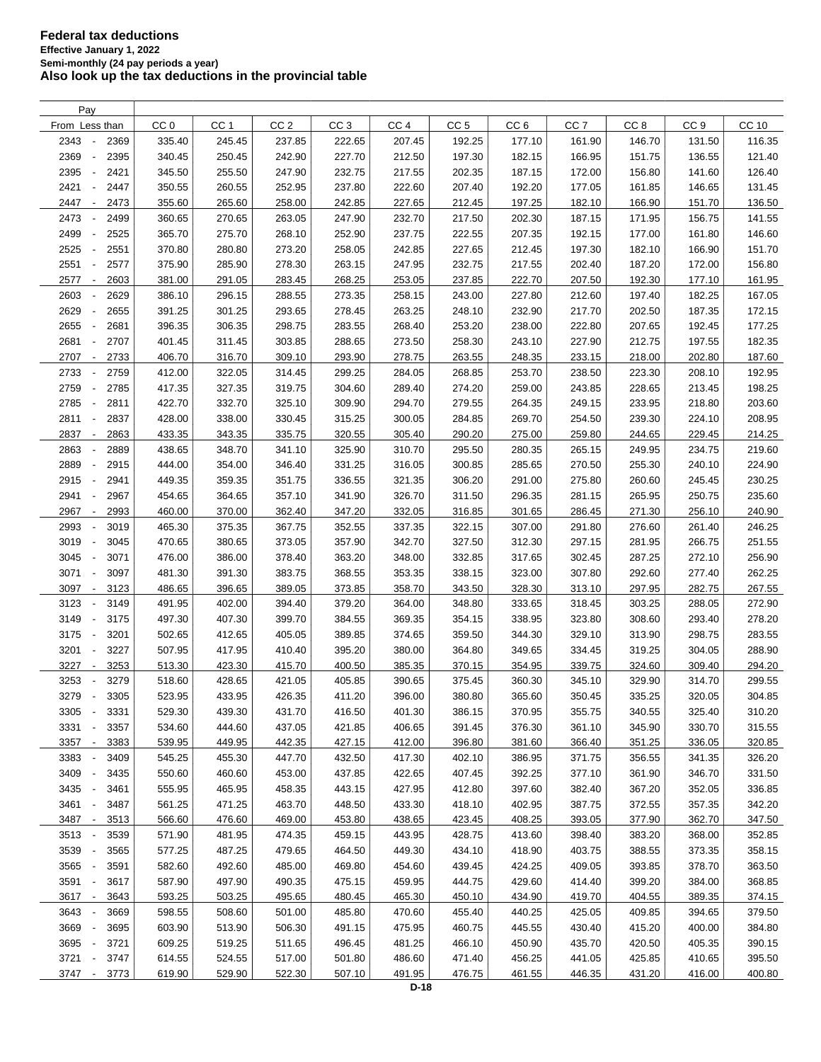**Federal tax deductions**
**Effective January 1, 2022**
**Semi-monthly (24 pay periods a year)**
**Also look up the tax deductions in the provincial table**

| Pay From | Less than | CC 0 | CC 1 | CC 2 | CC 3 | CC 4 | CC 5 | CC 6 | CC 7 | CC 8 | CC 9 | CC 10 |
|---|---|---|---|---|---|---|---|---|---|---|---|---|
| 2343 - | 2369 | 335.40 | 245.45 | 237.85 | 222.65 | 207.45 | 192.25 | 177.10 | 161.90 | 146.70 | 131.50 | 116.35 |
| 2369 - | 2395 | 340.45 | 250.45 | 242.90 | 227.70 | 212.50 | 197.30 | 182.15 | 166.95 | 151.75 | 136.55 | 121.40 |
| 2395 - | 2421 | 345.50 | 255.50 | 247.90 | 232.75 | 217.55 | 202.35 | 187.15 | 172.00 | 156.80 | 141.60 | 126.40 |
| 2421 - | 2447 | 350.55 | 260.55 | 252.95 | 237.80 | 222.60 | 207.40 | 192.20 | 177.05 | 161.85 | 146.65 | 131.45 |
| 2447 - | 2473 | 355.60 | 265.60 | 258.00 | 242.85 | 227.65 | 212.45 | 197.25 | 182.10 | 166.90 | 151.70 | 136.50 |
| 2473 - | 2499 | 360.65 | 270.65 | 263.05 | 247.90 | 232.70 | 217.50 | 202.30 | 187.15 | 171.95 | 156.75 | 141.55 |
| 2499 - | 2525 | 365.70 | 275.70 | 268.10 | 252.90 | 237.75 | 222.55 | 207.35 | 192.15 | 177.00 | 161.80 | 146.60 |
| 2525 - | 2551 | 370.80 | 280.80 | 273.20 | 258.05 | 242.85 | 227.65 | 212.45 | 197.30 | 182.10 | 166.90 | 151.70 |
| 2551 - | 2577 | 375.90 | 285.90 | 278.30 | 263.15 | 247.95 | 232.75 | 217.55 | 202.40 | 187.20 | 172.00 | 156.80 |
| 2577 - | 2603 | 381.00 | 291.05 | 283.45 | 268.25 | 253.05 | 237.85 | 222.70 | 207.50 | 192.30 | 177.10 | 161.95 |
| 2603 - | 2629 | 386.10 | 296.15 | 288.55 | 273.35 | 258.15 | 243.00 | 227.80 | 212.60 | 197.40 | 182.25 | 167.05 |
| 2629 - | 2655 | 391.25 | 301.25 | 293.65 | 278.45 | 263.25 | 248.10 | 232.90 | 217.70 | 202.50 | 187.35 | 172.15 |
| 2655 - | 2681 | 396.35 | 306.35 | 298.75 | 283.55 | 268.40 | 253.20 | 238.00 | 222.80 | 207.65 | 192.45 | 177.25 |
| 2681 - | 2707 | 401.45 | 311.45 | 303.85 | 288.65 | 273.50 | 258.30 | 243.10 | 227.90 | 212.75 | 197.55 | 182.35 |
| 2707 - | 2733 | 406.70 | 316.70 | 309.10 | 293.90 | 278.75 | 263.55 | 248.35 | 233.15 | 218.00 | 202.80 | 187.60 |
| 2733 - | 2759 | 412.00 | 322.05 | 314.45 | 299.25 | 284.05 | 268.85 | 253.70 | 238.50 | 223.30 | 208.10 | 192.95 |
| 2759 - | 2785 | 417.35 | 327.35 | 319.75 | 304.60 | 289.40 | 274.20 | 259.00 | 243.85 | 228.65 | 213.45 | 198.25 |
| 2785 - | 2811 | 422.70 | 332.70 | 325.10 | 309.90 | 294.70 | 279.55 | 264.35 | 249.15 | 233.95 | 218.80 | 203.60 |
| 2811 - | 2837 | 428.00 | 338.00 | 330.45 | 315.25 | 300.05 | 284.85 | 269.70 | 254.50 | 239.30 | 224.10 | 208.95 |
| 2837 - | 2863 | 433.35 | 343.35 | 335.75 | 320.55 | 305.40 | 290.20 | 275.00 | 259.80 | 244.65 | 229.45 | 214.25 |
| 2863 - | 2889 | 438.65 | 348.70 | 341.10 | 325.90 | 310.70 | 295.50 | 280.35 | 265.15 | 249.95 | 234.75 | 219.60 |
| 2889 - | 2915 | 444.00 | 354.00 | 346.40 | 331.25 | 316.05 | 300.85 | 285.65 | 270.50 | 255.30 | 240.10 | 224.90 |
| 2915 - | 2941 | 449.35 | 359.35 | 351.75 | 336.55 | 321.35 | 306.20 | 291.00 | 275.80 | 260.60 | 245.45 | 230.25 |
| 2941 - | 2967 | 454.65 | 364.65 | 357.10 | 341.90 | 326.70 | 311.50 | 296.35 | 281.15 | 265.95 | 250.75 | 235.60 |
| 2967 - | 2993 | 460.00 | 370.00 | 362.40 | 347.20 | 332.05 | 316.85 | 301.65 | 286.45 | 271.30 | 256.10 | 240.90 |
| 2993 - | 3019 | 465.30 | 375.35 | 367.75 | 352.55 | 337.35 | 322.15 | 307.00 | 291.80 | 276.60 | 261.40 | 246.25 |
| 3019 - | 3045 | 470.65 | 380.65 | 373.05 | 357.90 | 342.70 | 327.50 | 312.30 | 297.15 | 281.95 | 266.75 | 251.55 |
| 3045 - | 3071 | 476.00 | 386.00 | 378.40 | 363.20 | 348.00 | 332.85 | 317.65 | 302.45 | 287.25 | 272.10 | 256.90 |
| 3071 - | 3097 | 481.30 | 391.30 | 383.75 | 368.55 | 353.35 | 338.15 | 323.00 | 307.80 | 292.60 | 277.40 | 262.25 |
| 3097 - | 3123 | 486.65 | 396.65 | 389.05 | 373.85 | 358.70 | 343.50 | 328.30 | 313.10 | 297.95 | 282.75 | 267.55 |
| 3123 - | 3149 | 491.95 | 402.00 | 394.40 | 379.20 | 364.00 | 348.80 | 333.65 | 318.45 | 303.25 | 288.05 | 272.90 |
| 3149 - | 3175 | 497.30 | 407.30 | 399.70 | 384.55 | 369.35 | 354.15 | 338.95 | 323.80 | 308.60 | 293.40 | 278.20 |
| 3175 - | 3201 | 502.65 | 412.65 | 405.05 | 389.85 | 374.65 | 359.50 | 344.30 | 329.10 | 313.90 | 298.75 | 283.55 |
| 3201 - | 3227 | 507.95 | 417.95 | 410.40 | 395.20 | 380.00 | 364.80 | 349.65 | 334.45 | 319.25 | 304.05 | 288.90 |
| 3227 - | 3253 | 513.30 | 423.30 | 415.70 | 400.50 | 385.35 | 370.15 | 354.95 | 339.75 | 324.60 | 309.40 | 294.20 |
| 3253 - | 3279 | 518.60 | 428.65 | 421.05 | 405.85 | 390.65 | 375.45 | 360.30 | 345.10 | 329.90 | 314.70 | 299.55 |
| 3279 - | 3305 | 523.95 | 433.95 | 426.35 | 411.20 | 396.00 | 380.80 | 365.60 | 350.45 | 335.25 | 320.05 | 304.85 |
| 3305 - | 3331 | 529.30 | 439.30 | 431.70 | 416.50 | 401.30 | 386.15 | 370.95 | 355.75 | 340.55 | 325.40 | 310.20 |
| 3331 - | 3357 | 534.60 | 444.60 | 437.05 | 421.85 | 406.65 | 391.45 | 376.30 | 361.10 | 345.90 | 330.70 | 315.55 |
| 3357 - | 3383 | 539.95 | 449.95 | 442.35 | 427.15 | 412.00 | 396.80 | 381.60 | 366.40 | 351.25 | 336.05 | 320.85 |
| 3383 - | 3409 | 545.25 | 455.30 | 447.70 | 432.50 | 417.30 | 402.10 | 386.95 | 371.75 | 356.55 | 341.35 | 326.20 |
| 3409 - | 3435 | 550.60 | 460.60 | 453.00 | 437.85 | 422.65 | 407.45 | 392.25 | 377.10 | 361.90 | 346.70 | 331.50 |
| 3435 - | 3461 | 555.95 | 465.95 | 458.35 | 443.15 | 427.95 | 412.80 | 397.60 | 382.40 | 367.20 | 352.05 | 336.85 |
| 3461 - | 3487 | 561.25 | 471.25 | 463.70 | 448.50 | 433.30 | 418.10 | 402.95 | 387.75 | 372.55 | 357.35 | 342.20 |
| 3487 - | 3513 | 566.60 | 476.60 | 469.00 | 453.80 | 438.65 | 423.45 | 408.25 | 393.05 | 377.90 | 362.70 | 347.50 |
| 3513 - | 3539 | 571.90 | 481.95 | 474.35 | 459.15 | 443.95 | 428.75 | 413.60 | 398.40 | 383.20 | 368.00 | 352.85 |
| 3539 - | 3565 | 577.25 | 487.25 | 479.65 | 464.50 | 449.30 | 434.10 | 418.90 | 403.75 | 388.55 | 373.35 | 358.15 |
| 3565 - | 3591 | 582.60 | 492.60 | 485.00 | 469.80 | 454.60 | 439.45 | 424.25 | 409.05 | 393.85 | 378.70 | 363.50 |
| 3591 - | 3617 | 587.90 | 497.90 | 490.35 | 475.15 | 459.95 | 444.75 | 429.60 | 414.40 | 399.20 | 384.00 | 368.85 |
| 3617 - | 3643 | 593.25 | 503.25 | 495.65 | 480.45 | 465.30 | 450.10 | 434.90 | 419.70 | 404.55 | 389.35 | 374.15 |
| 3643 - | 3669 | 598.55 | 508.60 | 501.00 | 485.80 | 470.60 | 455.40 | 440.25 | 425.05 | 409.85 | 394.65 | 379.50 |
| 3669 - | 3695 | 603.90 | 513.90 | 506.30 | 491.15 | 475.95 | 460.75 | 445.55 | 430.40 | 415.20 | 400.00 | 384.80 |
| 3695 - | 3721 | 609.25 | 519.25 | 511.65 | 496.45 | 481.25 | 466.10 | 450.90 | 435.70 | 420.50 | 405.35 | 390.15 |
| 3721 - | 3747 | 614.55 | 524.55 | 517.00 | 501.80 | 486.60 | 471.40 | 456.25 | 441.05 | 425.85 | 410.65 | 395.50 |
| 3747 - | 3773 | 619.90 | 529.90 | 522.30 | 507.10 | 491.95 | 476.75 | 461.55 | 446.35 | 431.20 | 416.00 | 400.80 |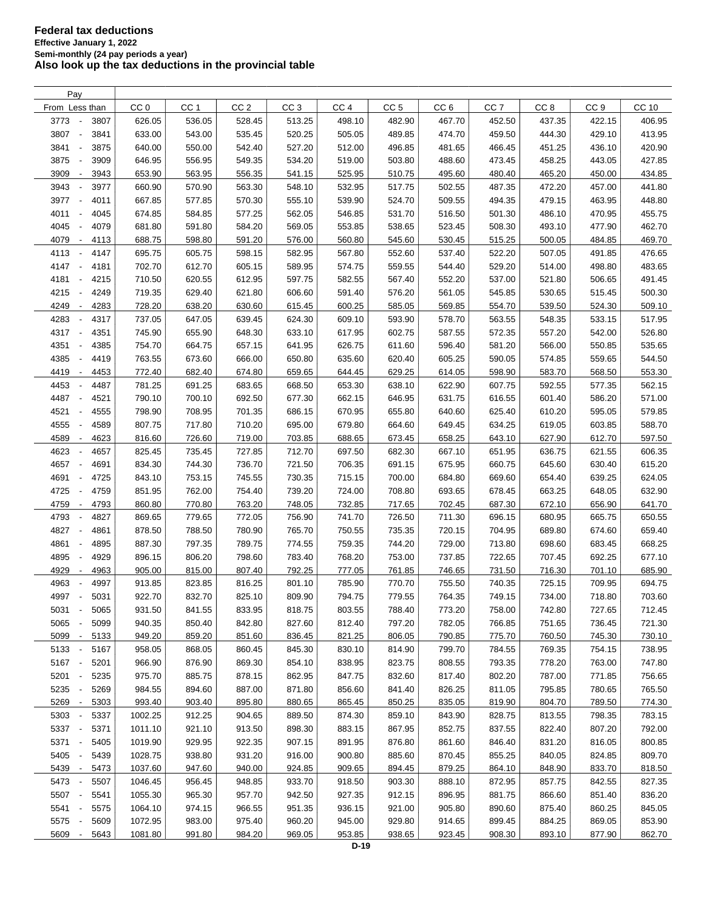# Federal tax deductions

**Effective January 1, 2022**

**Semi-monthly (24 pay periods a year)**

**Also look up the tax deductions in the provincial table**

| Pay From - Less than | CC 0 | CC 1 | CC 2 | CC 3 | CC 4 | CC 5 | CC 6 | CC 7 | CC 8 | CC 9 | CC 10 |
|---|---|---|---|---|---|---|---|---|---|---|---|
| 3773 - 3807 | 626.05 | 536.05 | 528.45 | 513.25 | 498.10 | 482.90 | 467.70 | 452.50 | 437.35 | 422.15 | 406.95 |
| 3807 - 3841 | 633.00 | 543.00 | 535.45 | 520.25 | 505.05 | 489.85 | 474.70 | 459.50 | 444.30 | 429.10 | 413.95 |
| 3841 - 3875 | 640.00 | 550.00 | 542.40 | 527.20 | 512.00 | 496.85 | 481.65 | 466.45 | 451.25 | 436.10 | 420.90 |
| 3875 - 3909 | 646.95 | 556.95 | 549.35 | 534.20 | 519.00 | 503.80 | 488.60 | 473.45 | 458.25 | 443.05 | 427.85 |
| 3909 - 3943 | 653.90 | 563.95 | 556.35 | 541.15 | 525.95 | 510.75 | 495.60 | 480.40 | 465.20 | 450.00 | 434.85 |
| 3943 - 3977 | 660.90 | 570.90 | 563.30 | 548.10 | 532.95 | 517.75 | 502.55 | 487.35 | 472.20 | 457.00 | 441.80 |
| 3977 - 4011 | 667.85 | 577.85 | 570.30 | 555.10 | 539.90 | 524.70 | 509.55 | 494.35 | 479.15 | 463.95 | 448.80 |
| 4011 - 4045 | 674.85 | 584.85 | 577.25 | 562.05 | 546.85 | 531.70 | 516.50 | 501.30 | 486.10 | 470.95 | 455.75 |
| 4045 - 4079 | 681.80 | 591.80 | 584.20 | 569.05 | 553.85 | 538.65 | 523.45 | 508.30 | 493.10 | 477.90 | 462.70 |
| 4079 - 4113 | 688.75 | 598.80 | 591.20 | 576.00 | 560.80 | 545.60 | 530.45 | 515.25 | 500.05 | 484.85 | 469.70 |
| 4113 - 4147 | 695.75 | 605.75 | 598.15 | 582.95 | 567.80 | 552.60 | 537.40 | 522.20 | 507.05 | 491.85 | 476.65 |
| 4147 - 4181 | 702.70 | 612.70 | 605.15 | 589.95 | 574.75 | 559.55 | 544.40 | 529.20 | 514.00 | 498.80 | 483.65 |
| 4181 - 4215 | 710.50 | 620.55 | 612.95 | 597.75 | 582.55 | 567.40 | 552.20 | 537.00 | 521.80 | 506.65 | 491.45 |
| 4215 - 4249 | 719.35 | 629.40 | 621.80 | 606.60 | 591.40 | 576.20 | 561.05 | 545.85 | 530.65 | 515.45 | 500.30 |
| 4249 - 4283 | 728.20 | 638.20 | 630.60 | 615.45 | 600.25 | 585.05 | 569.85 | 554.70 | 539.50 | 524.30 | 509.10 |
| 4283 - 4317 | 737.05 | 647.05 | 639.45 | 624.30 | 609.10 | 593.90 | 578.70 | 563.55 | 548.35 | 533.15 | 517.95 |
| 4317 - 4351 | 745.90 | 655.90 | 648.30 | 633.10 | 617.95 | 602.75 | 587.55 | 572.35 | 557.20 | 542.00 | 526.80 |
| 4351 - 4385 | 754.70 | 664.75 | 657.15 | 641.95 | 626.75 | 611.60 | 596.40 | 581.20 | 566.00 | 550.85 | 535.65 |
| 4385 - 4419 | 763.55 | 673.60 | 666.00 | 650.80 | 635.60 | 620.40 | 605.25 | 590.05 | 574.85 | 559.65 | 544.50 |
| 4419 - 4453 | 772.40 | 682.40 | 674.80 | 659.65 | 644.45 | 629.25 | 614.05 | 598.90 | 583.70 | 568.50 | 553.30 |
| 4453 - 4487 | 781.25 | 691.25 | 683.65 | 668.50 | 653.30 | 638.10 | 622.90 | 607.75 | 592.55 | 577.35 | 562.15 |
| 4487 - 4521 | 790.10 | 700.10 | 692.50 | 677.30 | 662.15 | 646.95 | 631.75 | 616.55 | 601.40 | 586.20 | 571.00 |
| 4521 - 4555 | 798.90 | 708.95 | 701.35 | 686.15 | 670.95 | 655.80 | 640.60 | 625.40 | 610.20 | 595.05 | 579.85 |
| 4555 - 4589 | 807.75 | 717.80 | 710.20 | 695.00 | 679.80 | 664.60 | 649.45 | 634.25 | 619.05 | 603.85 | 588.70 |
| 4589 - 4623 | 816.60 | 726.60 | 719.00 | 703.85 | 688.65 | 673.45 | 658.25 | 643.10 | 627.90 | 612.70 | 597.50 |
| 4623 - 4657 | 825.45 | 735.45 | 727.85 | 712.70 | 697.50 | 682.30 | 667.10 | 651.95 | 636.75 | 621.55 | 606.35 |
| 4657 - 4691 | 834.30 | 744.30 | 736.70 | 721.50 | 706.35 | 691.15 | 675.95 | 660.75 | 645.60 | 630.40 | 615.20 |
| 4691 - 4725 | 843.10 | 753.15 | 745.55 | 730.35 | 715.15 | 700.00 | 684.80 | 669.60 | 654.40 | 639.25 | 624.05 |
| 4725 - 4759 | 851.95 | 762.00 | 754.40 | 739.20 | 724.00 | 708.80 | 693.65 | 678.45 | 663.25 | 648.05 | 632.90 |
| 4759 - 4793 | 860.80 | 770.80 | 763.20 | 748.05 | 732.85 | 717.65 | 702.45 | 687.30 | 672.10 | 656.90 | 641.70 |
| 4793 - 4827 | 869.65 | 779.65 | 772.05 | 756.90 | 741.70 | 726.50 | 711.30 | 696.15 | 680.95 | 665.75 | 650.55 |
| 4827 - 4861 | 878.50 | 788.50 | 780.90 | 765.70 | 750.55 | 735.35 | 720.15 | 704.95 | 689.80 | 674.60 | 659.40 |
| 4861 - 4895 | 887.30 | 797.35 | 789.75 | 774.55 | 759.35 | 744.20 | 729.00 | 713.80 | 698.60 | 683.45 | 668.25 |
| 4895 - 4929 | 896.15 | 806.20 | 798.60 | 783.40 | 768.20 | 753.00 | 737.85 | 722.65 | 707.45 | 692.25 | 677.10 |
| 4929 - 4963 | 905.00 | 815.00 | 807.40 | 792.25 | 777.05 | 761.85 | 746.65 | 731.50 | 716.30 | 701.10 | 685.90 |
| 4963 - 4997 | 913.85 | 823.85 | 816.25 | 801.10 | 785.90 | 770.70 | 755.50 | 740.35 | 725.15 | 709.95 | 694.75 |
| 4997 - 5031 | 922.70 | 832.70 | 825.10 | 809.90 | 794.75 | 779.55 | 764.35 | 749.15 | 734.00 | 718.80 | 703.60 |
| 5031 - 5065 | 931.50 | 841.55 | 833.95 | 818.75 | 803.55 | 788.40 | 773.20 | 758.00 | 742.80 | 727.65 | 712.45 |
| 5065 - 5099 | 940.35 | 850.40 | 842.80 | 827.60 | 812.40 | 797.20 | 782.05 | 766.85 | 751.65 | 736.45 | 721.30 |
| 5099 - 5133 | 949.20 | 859.20 | 851.60 | 836.45 | 821.25 | 806.05 | 790.85 | 775.70 | 760.50 | 745.30 | 730.10 |
| 5133 - 5167 | 958.05 | 868.05 | 860.45 | 845.30 | 830.10 | 814.90 | 799.70 | 784.55 | 769.35 | 754.15 | 738.95 |
| 5167 - 5201 | 966.90 | 876.90 | 869.30 | 854.10 | 838.95 | 823.75 | 808.55 | 793.35 | 778.20 | 763.00 | 747.80 |
| 5201 - 5235 | 975.70 | 885.75 | 878.15 | 862.95 | 847.75 | 832.60 | 817.40 | 802.20 | 787.00 | 771.85 | 756.65 |
| 5235 - 5269 | 984.55 | 894.60 | 887.00 | 871.80 | 856.60 | 841.40 | 826.25 | 811.05 | 795.85 | 780.65 | 765.50 |
| 5269 - 5303 | 993.40 | 903.40 | 895.80 | 880.65 | 865.45 | 850.25 | 835.05 | 819.90 | 804.70 | 789.50 | 774.30 |
| 5303 - 5337 | 1002.25 | 912.25 | 904.65 | 889.50 | 874.30 | 859.10 | 843.90 | 828.75 | 813.55 | 798.35 | 783.15 |
| 5337 - 5371 | 1011.10 | 921.10 | 913.50 | 898.30 | 883.15 | 867.95 | 852.75 | 837.55 | 822.40 | 807.20 | 792.00 |
| 5371 - 5405 | 1019.90 | 929.95 | 922.35 | 907.15 | 891.95 | 876.80 | 861.60 | 846.40 | 831.20 | 816.05 | 800.85 |
| 5405 - 5439 | 1028.75 | 938.80 | 931.20 | 916.00 | 900.80 | 885.60 | 870.45 | 855.25 | 840.05 | 824.85 | 809.70 |
| 5439 - 5473 | 1037.60 | 947.60 | 940.00 | 924.85 | 909.65 | 894.45 | 879.25 | 864.10 | 848.90 | 833.70 | 818.50 |
| 5473 - 5507 | 1046.45 | 956.45 | 948.85 | 933.70 | 918.50 | 903.30 | 888.10 | 872.95 | 857.75 | 842.55 | 827.35 |
| 5507 - 5541 | 1055.30 | 965.30 | 957.70 | 942.50 | 927.35 | 912.15 | 896.95 | 881.75 | 866.60 | 851.40 | 836.20 |
| 5541 - 5575 | 1064.10 | 974.15 | 966.55 | 951.35 | 936.15 | 921.00 | 905.80 | 890.60 | 875.40 | 860.25 | 845.05 |
| 5575 - 5609 | 1072.95 | 983.00 | 975.40 | 960.20 | 945.00 | 929.80 | 914.65 | 899.45 | 884.25 | 869.05 | 853.90 |
| 5609 - 5643 | 1081.80 | 991.80 | 984.20 | 969.05 | 953.85 | 938.65 | 923.45 | 908.30 | 893.10 | 877.90 | 862.70 |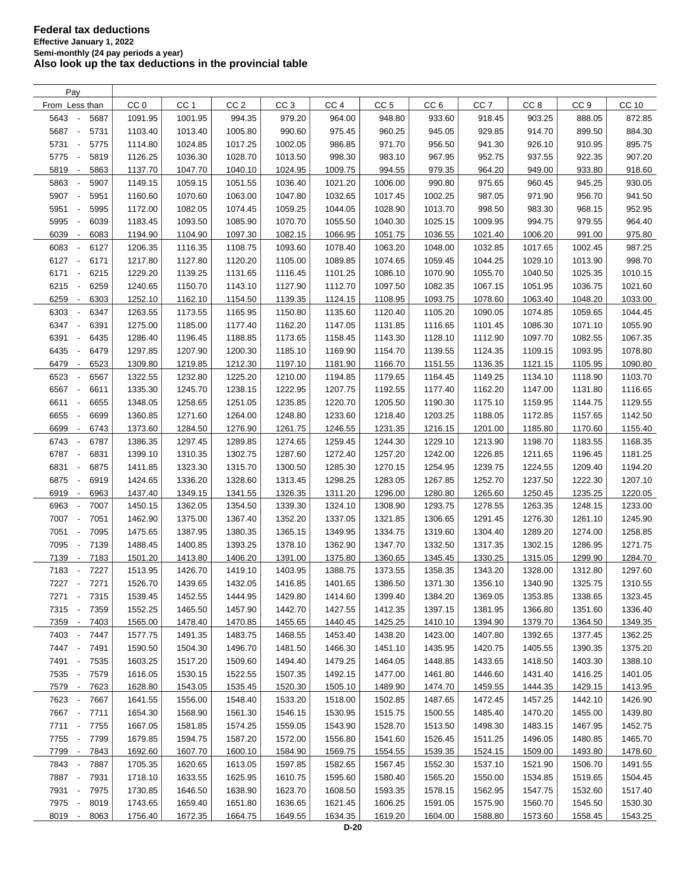# Federal tax deductions

**Effective January 1, 2022**

**Semi-monthly (24 pay periods a year)**

**Also look up the tax deductions in the provincial table**

| Pay From | Less than | CC 0 | CC 1 | CC 2 | CC 3 | CC 4 | CC 5 | CC 6 | CC 7 | CC 8 | CC 9 | CC 10 |
|---|---|---|---|---|---|---|---|---|---|---|---|---|
| 5643 - | 5687 | 1091.95 | 1001.95 | 994.35 | 979.20 | 964.00 | 948.80 | 933.60 | 918.45 | 903.25 | 888.05 | 872.85 |
| 5687 - | 5731 | 1103.40 | 1013.40 | 1005.80 | 990.60 | 975.45 | 960.25 | 945.05 | 929.85 | 914.70 | 899.50 | 884.30 |
| 5731 - | 5775 | 1114.80 | 1024.85 | 1017.25 | 1002.05 | 986.85 | 971.70 | 956.50 | 941.30 | 926.10 | 910.95 | 895.75 |
| 5775 - | 5819 | 1126.25 | 1036.30 | 1028.70 | 1013.50 | 998.30 | 983.10 | 967.95 | 952.75 | 937.55 | 922.35 | 907.20 |
| 5819 - | 5863 | 1137.70 | 1047.70 | 1040.10 | 1024.95 | 1009.75 | 994.55 | 979.35 | 964.20 | 949.00 | 933.80 | 918.60 |
| 5863 - | 5907 | 1149.15 | 1059.15 | 1051.55 | 1036.40 | 1021.20 | 1006.00 | 990.80 | 975.65 | 960.45 | 945.25 | 930.05 |
| 5907 - | 5951 | 1160.60 | 1070.60 | 1063.00 | 1047.80 | 1032.65 | 1017.45 | 1002.25 | 987.05 | 971.90 | 956.70 | 941.50 |
| 5951 - | 5995 | 1172.00 | 1082.05 | 1074.45 | 1059.25 | 1044.05 | 1028.90 | 1013.70 | 998.50 | 983.30 | 968.15 | 952.95 |
| 5995 - | 6039 | 1183.45 | 1093.50 | 1085.90 | 1070.70 | 1055.50 | 1040.30 | 1025.15 | 1009.95 | 994.75 | 979.55 | 964.40 |
| 6039 - | 6083 | 1194.90 | 1104.90 | 1097.30 | 1082.15 | 1066.95 | 1051.75 | 1036.55 | 1021.40 | 1006.20 | 991.00 | 975.80 |
| 6083 - | 6127 | 1206.35 | 1116.35 | 1108.75 | 1093.60 | 1078.40 | 1063.20 | 1048.00 | 1032.85 | 1017.65 | 1002.45 | 987.25 |
| 6127 - | 6171 | 1217.80 | 1127.80 | 1120.20 | 1105.00 | 1089.85 | 1074.65 | 1059.45 | 1044.25 | 1029.10 | 1013.90 | 998.70 |
| 6171 - | 6215 | 1229.20 | 1139.25 | 1131.65 | 1116.45 | 1101.25 | 1086.10 | 1070.90 | 1055.70 | 1040.50 | 1025.35 | 1010.15 |
| 6215 - | 6259 | 1240.65 | 1150.70 | 1143.10 | 1127.90 | 1112.70 | 1097.50 | 1082.35 | 1067.15 | 1051.95 | 1036.75 | 1021.60 |
| 6259 - | 6303 | 1252.10 | 1162.10 | 1154.50 | 1139.35 | 1124.15 | 1108.95 | 1093.75 | 1078.60 | 1063.40 | 1048.20 | 1033.00 |
| 6303 - | 6347 | 1263.55 | 1173.55 | 1165.95 | 1150.80 | 1135.60 | 1120.40 | 1105.20 | 1090.05 | 1074.85 | 1059.65 | 1044.45 |
| 6347 - | 6391 | 1275.00 | 1185.00 | 1177.40 | 1162.20 | 1147.05 | 1131.85 | 1116.65 | 1101.45 | 1086.30 | 1071.10 | 1055.90 |
| 6391 - | 6435 | 1286.40 | 1196.45 | 1188.85 | 1173.65 | 1158.45 | 1143.30 | 1128.10 | 1112.90 | 1097.70 | 1082.55 | 1067.35 |
| 6435 - | 6479 | 1297.85 | 1207.90 | 1200.30 | 1185.10 | 1169.90 | 1154.70 | 1139.55 | 1124.35 | 1109.15 | 1093.95 | 1078.80 |
| 6479 - | 6523 | 1309.80 | 1219.85 | 1212.30 | 1197.10 | 1181.90 | 1166.70 | 1151.55 | 1136.35 | 1121.15 | 1105.95 | 1090.80 |
| 6523 - | 6567 | 1322.55 | 1232.80 | 1225.20 | 1210.00 | 1194.85 | 1179.65 | 1164.45 | 1149.25 | 1134.10 | 1118.90 | 1103.70 |
| 6567 - | 6611 | 1335.30 | 1245.70 | 1238.15 | 1222.95 | 1207.75 | 1192.55 | 1177.40 | 1162.20 | 1147.00 | 1131.80 | 1116.65 |
| 6611 - | 6655 | 1348.05 | 1258.65 | 1251.05 | 1235.85 | 1220.70 | 1205.50 | 1190.30 | 1175.10 | 1159.95 | 1144.75 | 1129.55 |
| 6655 - | 6699 | 1360.85 | 1271.60 | 1264.00 | 1248.80 | 1233.60 | 1218.40 | 1203.25 | 1188.05 | 1172.85 | 1157.65 | 1142.50 |
| 6699 - | 6743 | 1373.60 | 1284.50 | 1276.90 | 1261.75 | 1246.55 | 1231.35 | 1216.15 | 1201.00 | 1185.80 | 1170.60 | 1155.40 |
| 6743 - | 6787 | 1386.35 | 1297.45 | 1289.85 | 1274.65 | 1259.45 | 1244.30 | 1229.10 | 1213.90 | 1198.70 | 1183.55 | 1168.35 |
| 6787 - | 6831 | 1399.10 | 1310.35 | 1302.75 | 1287.60 | 1272.40 | 1257.20 | 1242.00 | 1226.85 | 1211.65 | 1196.45 | 1181.25 |
| 6831 - | 6875 | 1411.85 | 1323.30 | 1315.70 | 1300.50 | 1285.30 | 1270.15 | 1254.95 | 1239.75 | 1224.55 | 1209.40 | 1194.20 |
| 6875 - | 6919 | 1424.65 | 1336.20 | 1328.60 | 1313.45 | 1298.25 | 1283.05 | 1267.85 | 1252.70 | 1237.50 | 1222.30 | 1207.10 |
| 6919 - | 6963 | 1437.40 | 1349.15 | 1341.55 | 1326.35 | 1311.20 | 1296.00 | 1280.80 | 1265.60 | 1250.45 | 1235.25 | 1220.05 |
| 6963 - | 7007 | 1450.15 | 1362.05 | 1354.50 | 1339.30 | 1324.10 | 1308.90 | 1293.75 | 1278.55 | 1263.35 | 1248.15 | 1233.00 |
| 7007 - | 7051 | 1462.90 | 1375.00 | 1367.40 | 1352.20 | 1337.05 | 1321.85 | 1306.65 | 1291.45 | 1276.30 | 1261.10 | 1245.90 |
| 7051 - | 7095 | 1475.65 | 1387.95 | 1380.35 | 1365.15 | 1349.95 | 1334.75 | 1319.60 | 1304.40 | 1289.20 | 1274.00 | 1258.85 |
| 7095 - | 7139 | 1488.45 | 1400.85 | 1393.25 | 1378.10 | 1362.90 | 1347.70 | 1332.50 | 1317.35 | 1302.15 | 1286.95 | 1271.75 |
| 7139 - | 7183 | 1501.20 | 1413.80 | 1406.20 | 1391.00 | 1375.80 | 1360.65 | 1345.45 | 1330.25 | 1315.05 | 1299.90 | 1284.70 |
| 7183 - | 7227 | 1513.95 | 1426.70 | 1419.10 | 1403.95 | 1388.75 | 1373.55 | 1358.35 | 1343.20 | 1328.00 | 1312.80 | 1297.60 |
| 7227 - | 7271 | 1526.70 | 1439.65 | 1432.05 | 1416.85 | 1401.65 | 1386.50 | 1371.30 | 1356.10 | 1340.90 | 1325.75 | 1310.55 |
| 7271 - | 7315 | 1539.45 | 1452.55 | 1444.95 | 1429.80 | 1414.60 | 1399.40 | 1384.20 | 1369.05 | 1353.85 | 1338.65 | 1323.45 |
| 7315 - | 7359 | 1552.25 | 1465.50 | 1457.90 | 1442.70 | 1427.55 | 1412.35 | 1397.15 | 1381.95 | 1366.80 | 1351.60 | 1336.40 |
| 7359 - | 7403 | 1565.00 | 1478.40 | 1470.85 | 1455.65 | 1440.45 | 1425.25 | 1410.10 | 1394.90 | 1379.70 | 1364.50 | 1349.35 |
| 7403 - | 7447 | 1577.75 | 1491.35 | 1483.75 | 1468.55 | 1453.40 | 1438.20 | 1423.00 | 1407.80 | 1392.65 | 1377.45 | 1362.25 |
| 7447 - | 7491 | 1590.50 | 1504.30 | 1496.70 | 1481.50 | 1466.30 | 1451.10 | 1435.95 | 1420.75 | 1405.55 | 1390.35 | 1375.20 |
| 7491 - | 7535 | 1603.25 | 1517.20 | 1509.60 | 1494.40 | 1479.25 | 1464.05 | 1448.85 | 1433.65 | 1418.50 | 1403.30 | 1388.10 |
| 7535 - | 7579 | 1616.05 | 1530.15 | 1522.55 | 1507.35 | 1492.15 | 1477.00 | 1461.80 | 1446.60 | 1431.40 | 1416.25 | 1401.05 |
| 7579 - | 7623 | 1628.80 | 1543.05 | 1535.45 | 1520.30 | 1505.10 | 1489.90 | 1474.70 | 1459.55 | 1444.35 | 1429.15 | 1413.95 |
| 7623 - | 7667 | 1641.55 | 1556.00 | 1548.40 | 1533.20 | 1518.00 | 1502.85 | 1487.65 | 1472.45 | 1457.25 | 1442.10 | 1426.90 |
| 7667 - | 7711 | 1654.30 | 1568.90 | 1561.30 | 1546.15 | 1530.95 | 1515.75 | 1500.55 | 1485.40 | 1470.20 | 1455.00 | 1439.80 |
| 7711 - | 7755 | 1667.05 | 1581.85 | 1574.25 | 1559.05 | 1543.90 | 1528.70 | 1513.50 | 1498.30 | 1483.15 | 1467.95 | 1452.75 |
| 7755 - | 7799 | 1679.85 | 1594.75 | 1587.20 | 1572.00 | 1556.80 | 1541.60 | 1526.45 | 1511.25 | 1496.05 | 1480.85 | 1465.70 |
| 7799 - | 7843 | 1692.60 | 1607.70 | 1600.10 | 1584.90 | 1569.75 | 1554.55 | 1539.35 | 1524.15 | 1509.00 | 1493.80 | 1478.60 |
| 7843 - | 7887 | 1705.35 | 1620.65 | 1613.05 | 1597.85 | 1582.65 | 1567.45 | 1552.30 | 1537.10 | 1521.90 | 1506.70 | 1491.55 |
| 7887 - | 7931 | 1718.10 | 1633.55 | 1625.95 | 1610.75 | 1595.60 | 1580.40 | 1565.20 | 1550.00 | 1534.85 | 1519.65 | 1504.45 |
| 7931 - | 7975 | 1730.85 | 1646.50 | 1638.90 | 1623.70 | 1608.50 | 1593.35 | 1578.15 | 1562.95 | 1547.75 | 1532.60 | 1517.40 |
| 7975 - | 8019 | 1743.65 | 1659.40 | 1651.80 | 1636.65 | 1621.45 | 1606.25 | 1591.05 | 1575.90 | 1560.70 | 1545.50 | 1530.30 |
| 8019 - | 8063 | 1756.40 | 1672.35 | 1664.75 | 1649.55 | 1634.35 | 1619.20 | 1604.00 | 1588.80 | 1573.60 | 1558.45 | 1543.25 |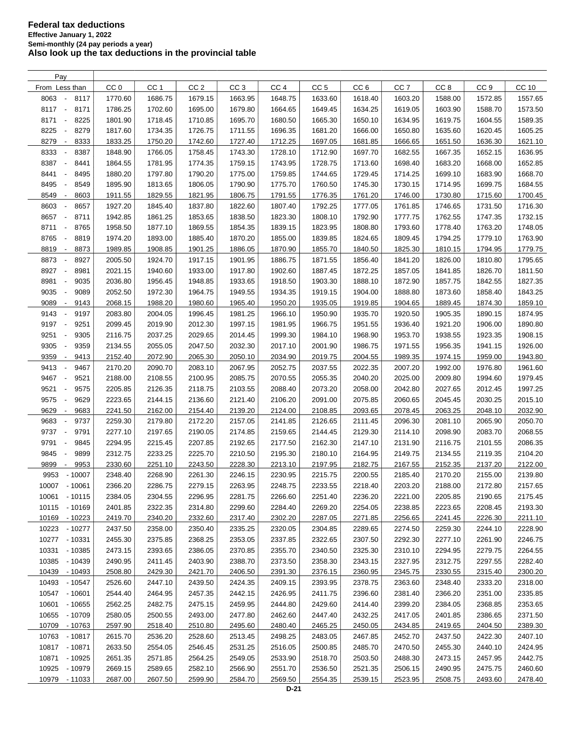# Federal tax deductions

**Effective January 1, 2022**

**Semi-monthly (24 pay periods a year)**

**Also look up the tax deductions in the provincial table**

| Pay From - Less than | CC 0 | CC 1 | CC 2 | CC 3 | CC 4 | CC 5 | CC 6 | CC 7 | CC 8 | CC 9 | CC 10 |
|---|---|---|---|---|---|---|---|---|---|---|---|
| 8063 - 8117 | 1770.60 | 1686.75 | 1679.15 | 1663.95 | 1648.75 | 1633.60 | 1618.40 | 1603.20 | 1588.00 | 1572.85 | 1557.65 |
| 8117 - 8171 | 1786.25 | 1702.60 | 1695.00 | 1679.80 | 1664.65 | 1649.45 | 1634.25 | 1619.05 | 1603.90 | 1588.70 | 1573.50 |
| 8171 - 8225 | 1801.90 | 1718.45 | 1710.85 | 1695.70 | 1680.50 | 1665.30 | 1650.10 | 1634.95 | 1619.75 | 1604.55 | 1589.35 |
| 8225 - 8279 | 1817.60 | 1734.35 | 1726.75 | 1711.55 | 1696.35 | 1681.20 | 1666.00 | 1650.80 | 1635.60 | 1620.45 | 1605.25 |
| 8279 - 8333 | 1833.25 | 1750.20 | 1742.60 | 1727.40 | 1712.25 | 1697.05 | 1681.85 | 1666.65 | 1651.50 | 1636.30 | 1621.10 |
| 8333 - 8387 | 1848.90 | 1766.05 | 1758.45 | 1743.30 | 1728.10 | 1712.90 | 1697.70 | 1682.55 | 1667.35 | 1652.15 | 1636.95 |
| 8387 - 8441 | 1864.55 | 1781.95 | 1774.35 | 1759.15 | 1743.95 | 1728.75 | 1713.60 | 1698.40 | 1683.20 | 1668.00 | 1652.85 |
| 8441 - 8495 | 1880.20 | 1797.80 | 1790.20 | 1775.00 | 1759.85 | 1744.65 | 1729.45 | 1714.25 | 1699.10 | 1683.90 | 1668.70 |
| 8495 - 8549 | 1895.90 | 1813.65 | 1806.05 | 1790.90 | 1775.70 | 1760.50 | 1745.30 | 1730.15 | 1714.95 | 1699.75 | 1684.55 |
| 8549 - 8603 | 1911.55 | 1829.55 | 1821.95 | 1806.75 | 1791.55 | 1776.35 | 1761.20 | 1746.00 | 1730.80 | 1715.60 | 1700.45 |
| 8603 - 8657 | 1927.20 | 1845.40 | 1837.80 | 1822.60 | 1807.40 | 1792.25 | 1777.05 | 1761.85 | 1746.65 | 1731.50 | 1716.30 |
| 8657 - 8711 | 1942.85 | 1861.25 | 1853.65 | 1838.50 | 1823.30 | 1808.10 | 1792.90 | 1777.75 | 1762.55 | 1747.35 | 1732.15 |
| 8711 - 8765 | 1958.50 | 1877.10 | 1869.55 | 1854.35 | 1839.15 | 1823.95 | 1808.80 | 1793.60 | 1778.40 | 1763.20 | 1748.05 |
| 8765 - 8819 | 1974.20 | 1893.00 | 1885.40 | 1870.20 | 1855.00 | 1839.85 | 1824.65 | 1809.45 | 1794.25 | 1779.10 | 1763.90 |
| 8819 - 8873 | 1989.85 | 1908.85 | 1901.25 | 1886.05 | 1870.90 | 1855.70 | 1840.50 | 1825.30 | 1810.15 | 1794.95 | 1779.75 |
| 8873 - 8927 | 2005.50 | 1924.70 | 1917.15 | 1901.95 | 1886.75 | 1871.55 | 1856.40 | 1841.20 | 1826.00 | 1810.80 | 1795.65 |
| 8927 - 8981 | 2021.15 | 1940.60 | 1933.00 | 1917.80 | 1902.60 | 1887.45 | 1872.25 | 1857.05 | 1841.85 | 1826.70 | 1811.50 |
| 8981 - 9035 | 2036.80 | 1956.45 | 1948.85 | 1933.65 | 1918.50 | 1903.30 | 1888.10 | 1872.90 | 1857.75 | 1842.55 | 1827.35 |
| 9035 - 9089 | 2052.50 | 1972.30 | 1964.75 | 1949.55 | 1934.35 | 1919.15 | 1904.00 | 1888.80 | 1873.60 | 1858.40 | 1843.25 |
| 9089 - 9143 | 2068.15 | 1988.20 | 1980.60 | 1965.40 | 1950.20 | 1935.05 | 1919.85 | 1904.65 | 1889.45 | 1874.30 | 1859.10 |
| 9143 - 9197 | 2083.80 | 2004.05 | 1996.45 | 1981.25 | 1966.10 | 1950.90 | 1935.70 | 1920.50 | 1905.35 | 1890.15 | 1874.95 |
| 9197 - 9251 | 2099.45 | 2019.90 | 2012.30 | 1997.15 | 1981.95 | 1966.75 | 1951.55 | 1936.40 | 1921.20 | 1906.00 | 1890.80 |
| 9251 - 9305 | 2116.75 | 2037.25 | 2029.65 | 2014.45 | 1999.30 | 1984.10 | 1968.90 | 1953.70 | 1938.55 | 1923.35 | 1908.15 |
| 9305 - 9359 | 2134.55 | 2055.05 | 2047.50 | 2032.30 | 2017.10 | 2001.90 | 1986.75 | 1971.55 | 1956.35 | 1941.15 | 1926.00 |
| 9359 - 9413 | 2152.40 | 2072.90 | 2065.30 | 2050.10 | 2034.90 | 2019.75 | 2004.55 | 1989.35 | 1974.15 | 1959.00 | 1943.80 |
| 9413 - 9467 | 2170.20 | 2090.70 | 2083.10 | 2067.95 | 2052.75 | 2037.55 | 2022.35 | 2007.20 | 1992.00 | 1976.80 | 1961.60 |
| 9467 - 9521 | 2188.00 | 2108.55 | 2100.95 | 2085.75 | 2070.55 | 2055.35 | 2040.20 | 2025.00 | 2009.80 | 1994.60 | 1979.45 |
| 9521 - 9575 | 2205.85 | 2126.35 | 2118.75 | 2103.55 | 2088.40 | 2073.20 | 2058.00 | 2042.80 | 2027.65 | 2012.45 | 1997.25 |
| 9575 - 9629 | 2223.65 | 2144.15 | 2136.60 | 2121.40 | 2106.20 | 2091.00 | 2075.85 | 2060.65 | 2045.45 | 2030.25 | 2015.10 |
| 9629 - 9683 | 2241.50 | 2162.00 | 2154.40 | 2139.20 | 2124.00 | 2108.85 | 2093.65 | 2078.45 | 2063.25 | 2048.10 | 2032.90 |
| 9683 - 9737 | 2259.30 | 2179.80 | 2172.20 | 2157.05 | 2141.85 | 2126.65 | 2111.45 | 2096.30 | 2081.10 | 2065.90 | 2050.70 |
| 9737 - 9791 | 2277.10 | 2197.65 | 2190.05 | 2174.85 | 2159.65 | 2144.45 | 2129.30 | 2114.10 | 2098.90 | 2083.70 | 2068.55 |
| 9791 - 9845 | 2294.95 | 2215.45 | 2207.85 | 2192.65 | 2177.50 | 2162.30 | 2147.10 | 2131.90 | 2116.75 | 2101.55 | 2086.35 |
| 9845 - 9899 | 2312.75 | 2233.25 | 2225.70 | 2210.50 | 2195.30 | 2180.10 | 2164.95 | 2149.75 | 2134.55 | 2119.35 | 2104.20 |
| 9899 - 9953 | 2330.60 | 2251.10 | 2243.50 | 2228.30 | 2213.10 | 2197.95 | 2182.75 | 2167.55 | 2152.35 | 2137.20 | 2122.00 |
| 9953 - 10007 | 2348.40 | 2268.90 | 2261.30 | 2246.15 | 2230.95 | 2215.75 | 2200.55 | 2185.40 | 2170.20 | 2155.00 | 2139.80 |
| 10007 - 10061 | 2366.20 | 2286.75 | 2279.15 | 2263.95 | 2248.75 | 2233.55 | 2218.40 | 2203.20 | 2188.00 | 2172.80 | 2157.65 |
| 10061 - 10115 | 2384.05 | 2304.55 | 2296.95 | 2281.75 | 2266.60 | 2251.40 | 2236.20 | 2221.00 | 2205.85 | 2190.65 | 2175.45 |
| 10115 - 10169 | 2401.85 | 2322.35 | 2314.80 | 2299.60 | 2284.40 | 2269.20 | 2254.05 | 2238.85 | 2223.65 | 2208.45 | 2193.30 |
| 10169 - 10223 | 2419.70 | 2340.20 | 2332.60 | 2317.40 | 2302.20 | 2287.05 | 2271.85 | 2256.65 | 2241.45 | 2226.30 | 2211.10 |
| 10223 - 10277 | 2437.50 | 2358.00 | 2350.40 | 2335.25 | 2320.05 | 2304.85 | 2289.65 | 2274.50 | 2259.30 | 2244.10 | 2228.90 |
| 10277 - 10331 | 2455.30 | 2375.85 | 2368.25 | 2353.05 | 2337.85 | 2322.65 | 2307.50 | 2292.30 | 2277.10 | 2261.90 | 2246.75 |
| 10331 - 10385 | 2473.15 | 2393.65 | 2386.05 | 2370.85 | 2355.70 | 2340.50 | 2325.30 | 2310.10 | 2294.95 | 2279.75 | 2264.55 |
| 10385 - 10439 | 2490.95 | 2411.45 | 2403.90 | 2388.70 | 2373.50 | 2358.30 | 2343.15 | 2327.95 | 2312.75 | 2297.55 | 2282.40 |
| 10439 - 10493 | 2508.80 | 2429.30 | 2421.70 | 2406.50 | 2391.30 | 2376.15 | 2360.95 | 2345.75 | 2330.55 | 2315.40 | 2300.20 |
| 10493 - 10547 | 2526.60 | 2447.10 | 2439.50 | 2424.35 | 2409.15 | 2393.95 | 2378.75 | 2363.60 | 2348.40 | 2333.20 | 2318.00 |
| 10547 - 10601 | 2544.40 | 2464.95 | 2457.35 | 2442.15 | 2426.95 | 2411.75 | 2396.60 | 2381.40 | 2366.20 | 2351.00 | 2335.85 |
| 10601 - 10655 | 2562.25 | 2482.75 | 2475.15 | 2459.95 | 2444.80 | 2429.60 | 2414.40 | 2399.20 | 2384.05 | 2368.85 | 2353.65 |
| 10655 - 10709 | 2580.05 | 2500.55 | 2493.00 | 2477.80 | 2462.60 | 2447.40 | 2432.25 | 2417.05 | 2401.85 | 2386.65 | 2371.50 |
| 10709 - 10763 | 2597.90 | 2518.40 | 2510.80 | 2495.60 | 2480.40 | 2465.25 | 2450.05 | 2434.85 | 2419.65 | 2404.50 | 2389.30 |
| 10763 - 10817 | 2615.70 | 2536.20 | 2528.60 | 2513.45 | 2498.25 | 2483.05 | 2467.85 | 2452.70 | 2437.50 | 2422.30 | 2407.10 |
| 10817 - 10871 | 2633.50 | 2554.05 | 2546.45 | 2531.25 | 2516.05 | 2500.85 | 2485.70 | 2470.50 | 2455.30 | 2440.10 | 2424.95 |
| 10871 - 10925 | 2651.35 | 2571.85 | 2564.25 | 2549.05 | 2533.90 | 2518.70 | 2503.50 | 2488.30 | 2473.15 | 2457.95 | 2442.75 |
| 10925 - 10979 | 2669.15 | 2589.65 | 2582.10 | 2566.90 | 2551.70 | 2536.50 | 2521.35 | 2506.15 | 2490.95 | 2475.75 | 2460.60 |
| 10979 - 11033 | 2687.00 | 2607.50 | 2599.90 | 2584.70 | 2569.50 | 2554.35 | 2539.15 | 2523.95 | 2508.75 | 2493.60 | 2478.40 |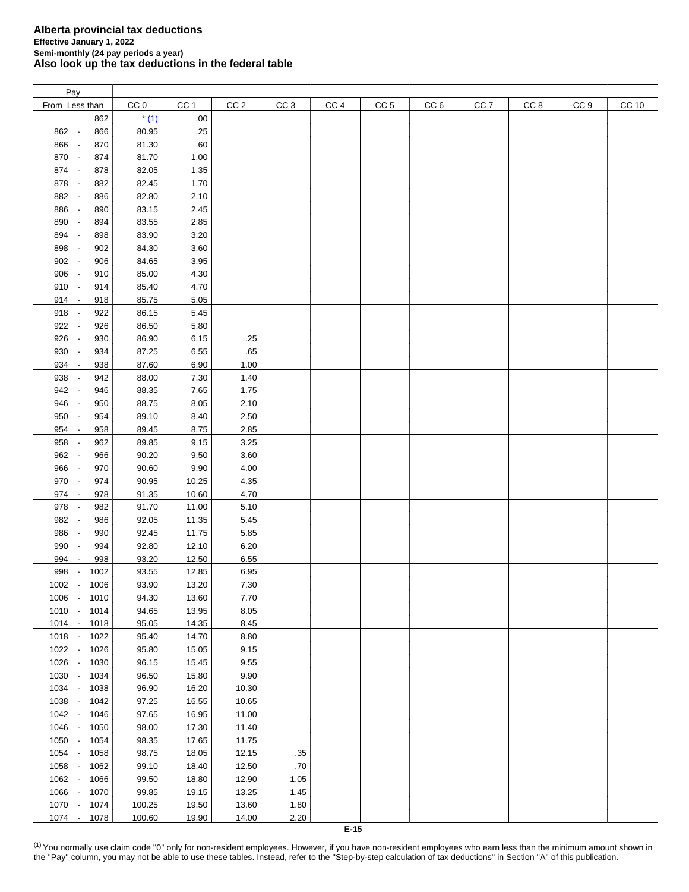**Alberta provincial tax deductions**
**Effective January 1, 2022**
**Semi-monthly (24 pay periods a year)**
**Also look up the tax deductions in the federal table**

| Pay From | Less than | CC 0 | CC 1 | CC 2 | CC 3 | CC 4 | CC 5 | CC 6 | CC 7 | CC 8 | CC 9 | CC 10 |
|---|---|---|---|---|---|---|---|---|---|---|---|---|
| | 862 | * (1) | .00 | | | | | | | | | |
| 862 - | 866 | 80.95 | .25 | | | | | | | | | |
| 866 - | 870 | 81.30 | .60 | | | | | | | | | |
| 870 - | 874 | 81.70 | 1.00 | | | | | | | | | |
| 874 - | 878 | 82.05 | 1.35 | | | | | | | | | |
| 878 - | 882 | 82.45 | 1.70 | | | | | | | | | |
| 882 - | 886 | 82.80 | 2.10 | | | | | | | | | |
| 886 - | 890 | 83.15 | 2.45 | | | | | | | | | |
| 890 - | 894 | 83.55 | 2.85 | | | | | | | | | |
| 894 - | 898 | 83.90 | 3.20 | | | | | | | | | |
| 898 - | 902 | 84.30 | 3.60 | | | | | | | | | |
| 902 - | 906 | 84.65 | 3.95 | | | | | | | | | |
| 906 - | 910 | 85.00 | 4.30 | | | | | | | | | |
| 910 - | 914 | 85.40 | 4.70 | | | | | | | | | |
| 914 - | 918 | 85.75 | 5.05 | | | | | | | | | |
| 918 - | 922 | 86.15 | 5.45 | | | | | | | | | |
| 922 - | 926 | 86.50 | 5.80 | | | | | | | | | |
| 926 - | 930 | 86.90 | 6.15 | .25 | | | | | | | | |
| 930 - | 934 | 87.25 | 6.55 | .65 | | | | | | | | |
| 934 - | 938 | 87.60 | 6.90 | 1.00 | | | | | | | | |
| 938 - | 942 | 88.00 | 7.30 | 1.40 | | | | | | | | |
| 942 - | 946 | 88.35 | 7.65 | 1.75 | | | | | | | | |
| 946 - | 950 | 88.75 | 8.05 | 2.10 | | | | | | | | |
| 950 - | 954 | 89.10 | 8.40 | 2.50 | | | | | | | | |
| 954 - | 958 | 89.45 | 8.75 | 2.85 | | | | | | | | |
| 958 - | 962 | 89.85 | 9.15 | 3.25 | | | | | | | | |
| 962 - | 966 | 90.20 | 9.50 | 3.60 | | | | | | | | |
| 966 - | 970 | 90.60 | 9.90 | 4.00 | | | | | | | | |
| 970 - | 974 | 90.95 | 10.25 | 4.35 | | | | | | | | |
| 974 - | 978 | 91.35 | 10.60 | 4.70 | | | | | | | | |
| 978 - | 982 | 91.70 | 11.00 | 5.10 | | | | | | | | |
| 982 - | 986 | 92.05 | 11.35 | 5.45 | | | | | | | | |
| 986 - | 990 | 92.45 | 11.75 | 5.85 | | | | | | | | |
| 990 - | 994 | 92.80 | 12.10 | 6.20 | | | | | | | | |
| 994 - | 998 | 93.20 | 12.50 | 6.55 | | | | | | | | |
| 998 - | 1002 | 93.55 | 12.85 | 6.95 | | | | | | | | |
| 1002 - | 1006 | 93.90 | 13.20 | 7.30 | | | | | | | | |
| 1006 - | 1010 | 94.30 | 13.60 | 7.70 | | | | | | | | |
| 1010 - | 1014 | 94.65 | 13.95 | 8.05 | | | | | | | | |
| 1014 - | 1018 | 95.05 | 14.35 | 8.45 | | | | | | | | |
| 1018 - | 1022 | 95.40 | 14.70 | 8.80 | | | | | | | | |
| 1022 - | 1026 | 95.80 | 15.05 | 9.15 | | | | | | | | |
| 1026 - | 1030 | 96.15 | 15.45 | 9.55 | | | | | | | | |
| 1030 - | 1034 | 96.50 | 15.80 | 9.90 | | | | | | | | |
| 1034 - | 1038 | 96.90 | 16.20 | 10.30 | | | | | | | | |
| 1038 - | 1042 | 97.25 | 16.55 | 10.65 | | | | | | | | |
| 1042 - | 1046 | 97.65 | 16.95 | 11.00 | | | | | | | | |
| 1046 - | 1050 | 98.00 | 17.30 | 11.40 | | | | | | | | |
| 1050 - | 1054 | 98.35 | 17.65 | 11.75 | | | | | | | | |
| 1054 - | 1058 | 98.75 | 18.05 | 12.15 | .35 | | | | | | | |
| 1058 - | 1062 | 99.10 | 18.40 | 12.50 | .70 | | | | | | | |
| 1062 - | 1066 | 99.50 | 18.80 | 12.90 | 1.05 | | | | | | | |
| 1066 - | 1070 | 99.85 | 19.15 | 13.25 | 1.45 | | | | | | | |
| 1070 - | 1074 | 100.25 | 19.50 | 13.60 | 1.80 | | | | | | | |
| 1074 - | 1078 | 100.60 | 19.90 | 14.00 | 2.20 | | | | | | | |

(1) You normally use claim code "0" only for non-resident employees. However, if you have non-resident employees who earn less than the minimum amount shown in the "Pay" column, you may not be able to use these tables. Instead, refer to the "Step-by-step calculation of tax deductions" in Section "A" of this publication.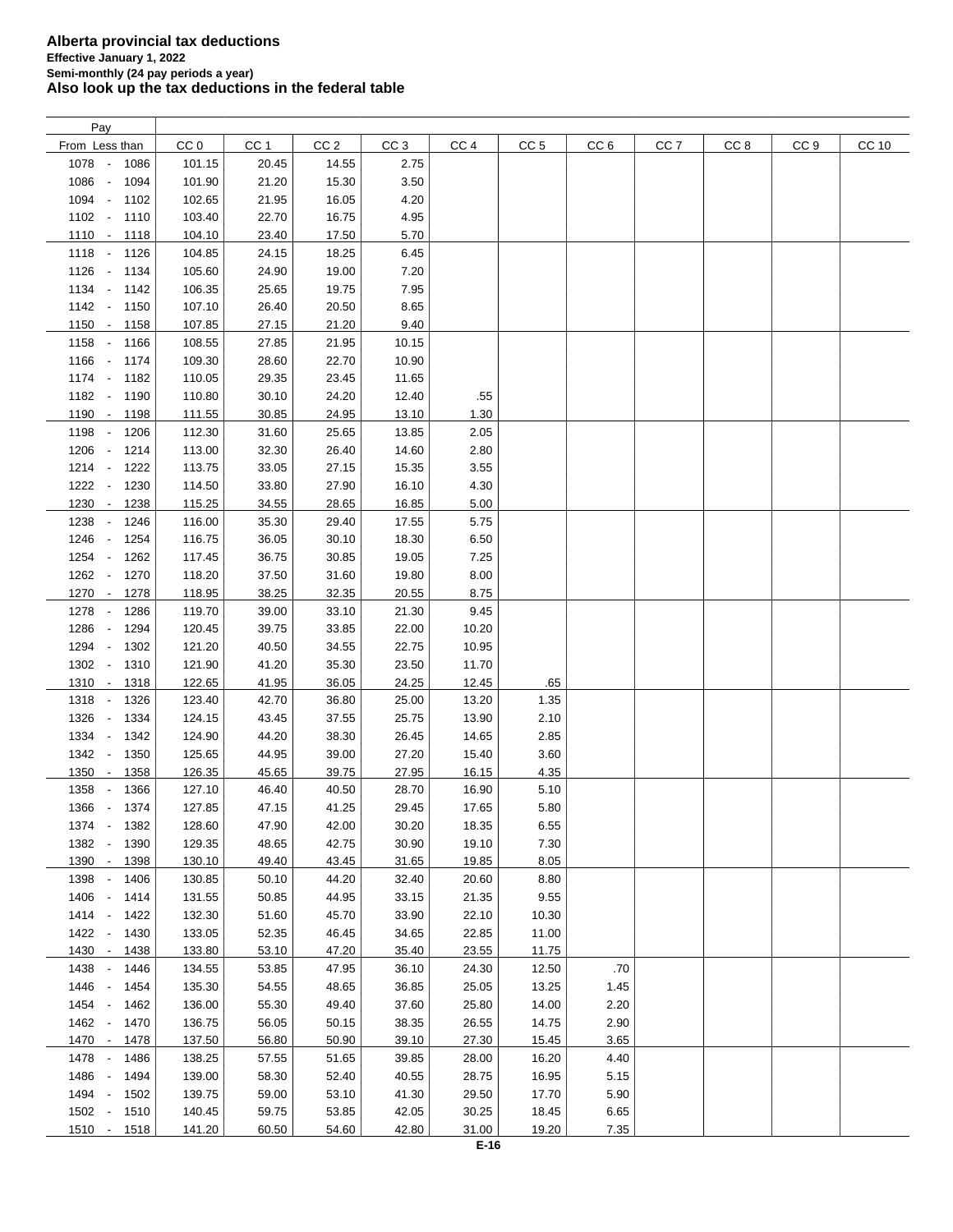**Alberta provincial tax deductions**
**Effective January 1, 2022**
**Semi-monthly (24 pay periods a year)**
**Also look up the tax deductions in the federal table**

| Pay From - Less than | CC 0 | CC 1 | CC 2 | CC 3 | CC 4 | CC 5 | CC 6 | CC 7 | CC 8 | CC 9 | CC 10 |
|---|---|---|---|---|---|---|---|---|---|---|---|
| 1078 - 1086 | 101.15 | 20.45 | 14.55 | 2.75 | | | | | | | |
| 1086 - 1094 | 101.90 | 21.20 | 15.30 | 3.50 | | | | | | | |
| 1094 - 1102 | 102.65 | 21.95 | 16.05 | 4.20 | | | | | | | |
| 1102 - 1110 | 103.40 | 22.70 | 16.75 | 4.95 | | | | | | | |
| 1110 - 1118 | 104.10 | 23.40 | 17.50 | 5.70 | | | | | | | |
| 1118 - 1126 | 104.85 | 24.15 | 18.25 | 6.45 | | | | | | | |
| 1126 - 1134 | 105.60 | 24.90 | 19.00 | 7.20 | | | | | | | |
| 1134 - 1142 | 106.35 | 25.65 | 19.75 | 7.95 | | | | | | | |
| 1142 - 1150 | 107.10 | 26.40 | 20.50 | 8.65 | | | | | | | |
| 1150 - 1158 | 107.85 | 27.15 | 21.20 | 9.40 | | | | | | | |
| 1158 - 1166 | 108.55 | 27.85 | 21.95 | 10.15 | | | | | | | |
| 1166 - 1174 | 109.30 | 28.60 | 22.70 | 10.90 | | | | | | | |
| 1174 - 1182 | 110.05 | 29.35 | 23.45 | 11.65 | | | | | | | |
| 1182 - 1190 | 110.80 | 30.10 | 24.20 | 12.40 | .55 | | | | | | |
| 1190 - 1198 | 111.55 | 30.85 | 24.95 | 13.10 | 1.30 | | | | | | |
| 1198 - 1206 | 112.30 | 31.60 | 25.65 | 13.85 | 2.05 | | | | | | |
| 1206 - 1214 | 113.00 | 32.30 | 26.40 | 14.60 | 2.80 | | | | | | |
| 1214 - 1222 | 113.75 | 33.05 | 27.15 | 15.35 | 3.55 | | | | | | |
| 1222 - 1230 | 114.50 | 33.80 | 27.90 | 16.10 | 4.30 | | | | | | |
| 1230 - 1238 | 115.25 | 34.55 | 28.65 | 16.85 | 5.00 | | | | | | |
| 1238 - 1246 | 116.00 | 35.30 | 29.40 | 17.55 | 5.75 | | | | | | |
| 1246 - 1254 | 116.75 | 36.05 | 30.10 | 18.30 | 6.50 | | | | | | |
| 1254 - 1262 | 117.45 | 36.75 | 30.85 | 19.05 | 7.25 | | | | | | |
| 1262 - 1270 | 118.20 | 37.50 | 31.60 | 19.80 | 8.00 | | | | | | |
| 1270 - 1278 | 118.95 | 38.25 | 32.35 | 20.55 | 8.75 | | | | | | |
| 1278 - 1286 | 119.70 | 39.00 | 33.10 | 21.30 | 9.45 | | | | | | |
| 1286 - 1294 | 120.45 | 39.75 | 33.85 | 22.00 | 10.20 | | | | | | |
| 1294 - 1302 | 121.20 | 40.50 | 34.55 | 22.75 | 10.95 | | | | | | |
| 1302 - 1310 | 121.90 | 41.20 | 35.30 | 23.50 | 11.70 | | | | | | |
| 1310 - 1318 | 122.65 | 41.95 | 36.05 | 24.25 | 12.45 | .65 | | | | | |
| 1318 - 1326 | 123.40 | 42.70 | 36.80 | 25.00 | 13.20 | 1.35 | | | | | |
| 1326 - 1334 | 124.15 | 43.45 | 37.55 | 25.75 | 13.90 | 2.10 | | | | | |
| 1334 - 1342 | 124.90 | 44.20 | 38.30 | 26.45 | 14.65 | 2.85 | | | | | |
| 1342 - 1350 | 125.65 | 44.95 | 39.00 | 27.20 | 15.40 | 3.60 | | | | | |
| 1350 - 1358 | 126.35 | 45.65 | 39.75 | 27.95 | 16.15 | 4.35 | | | | | |
| 1358 - 1366 | 127.10 | 46.40 | 40.50 | 28.70 | 16.90 | 5.10 | | | | | |
| 1366 - 1374 | 127.85 | 47.15 | 41.25 | 29.45 | 17.65 | 5.80 | | | | | |
| 1374 - 1382 | 128.60 | 47.90 | 42.00 | 30.20 | 18.35 | 6.55 | | | | | |
| 1382 - 1390 | 129.35 | 48.65 | 42.75 | 30.90 | 19.10 | 7.30 | | | | | |
| 1390 - 1398 | 130.10 | 49.40 | 43.45 | 31.65 | 19.85 | 8.05 | | | | | |
| 1398 - 1406 | 130.85 | 50.10 | 44.20 | 32.40 | 20.60 | 8.80 | | | | | |
| 1406 - 1414 | 131.55 | 50.85 | 44.95 | 33.15 | 21.35 | 9.55 | | | | | |
| 1414 - 1422 | 132.30 | 51.60 | 45.70 | 33.90 | 22.10 | 10.30 | | | | | |
| 1422 - 1430 | 133.05 | 52.35 | 46.45 | 34.65 | 22.85 | 11.00 | | | | | |
| 1430 - 1438 | 133.80 | 53.10 | 47.20 | 35.40 | 23.55 | 11.75 | | | | | |
| 1438 - 1446 | 134.55 | 53.85 | 47.95 | 36.10 | 24.30 | 12.50 | .70 | | | | |
| 1446 - 1454 | 135.30 | 54.55 | 48.65 | 36.85 | 25.05 | 13.25 | 1.45 | | | | |
| 1454 - 1462 | 136.00 | 55.30 | 49.40 | 37.60 | 25.80 | 14.00 | 2.20 | | | | |
| 1462 - 1470 | 136.75 | 56.05 | 50.15 | 38.35 | 26.55 | 14.75 | 2.90 | | | | |
| 1470 - 1478 | 137.50 | 56.80 | 50.90 | 39.10 | 27.30 | 15.45 | 3.65 | | | | |
| 1478 - 1486 | 138.25 | 57.55 | 51.65 | 39.85 | 28.00 | 16.20 | 4.40 | | | | |
| 1486 - 1494 | 139.00 | 58.30 | 52.40 | 40.55 | 28.75 | 16.95 | 5.15 | | | | |
| 1494 - 1502 | 139.75 | 59.00 | 53.10 | 41.30 | 29.50 | 17.70 | 5.90 | | | | |
| 1502 - 1510 | 140.45 | 59.75 | 53.85 | 42.05 | 30.25 | 18.45 | 6.65 | | | | |
| 1510 - 1518 | 141.20 | 60.50 | 54.60 | 42.80 | 31.00 | 19.20 | 7.35 | | | | |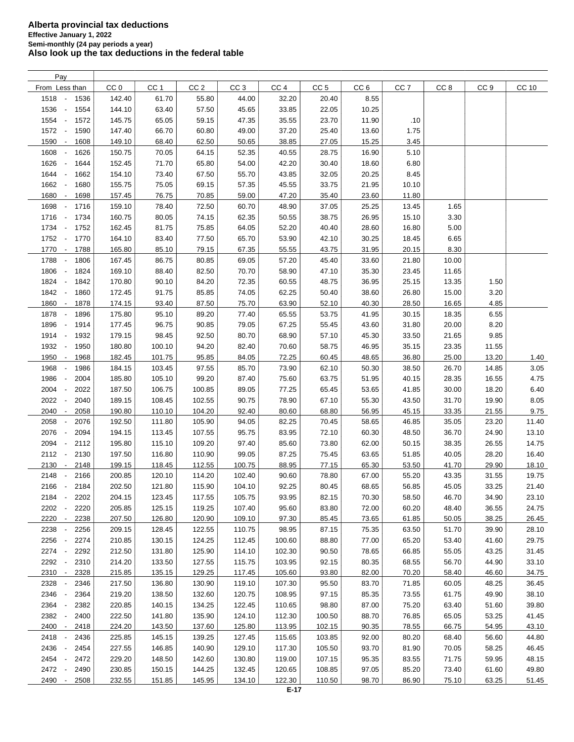# Alberta provincial tax deductions

**Effective January 1, 2022**

**Semi-monthly (24 pay periods a year)**

**Also look up the tax deductions in the federal table**

| Pay From | Pay Less than | CC 0 | CC 1 | CC 2 | CC 3 | CC 4 | CC 5 | CC 6 | CC 7 | CC 8 | CC 9 | CC 10 |
|---|---|---|---|---|---|---|---|---|---|---|---|---|
| 1518 | 1536 | 142.40 | 61.70 | 55.80 | 44.00 | 32.20 | 20.40 | 8.55 | | | | |
| 1536 | 1554 | 144.10 | 63.40 | 57.50 | 45.65 | 33.85 | 22.05 | 10.25 | | | | |
| 1554 | 1572 | 145.75 | 65.05 | 59.15 | 47.35 | 35.55 | 23.70 | 11.90 | .10 | | | |
| 1572 | 1590 | 147.40 | 66.70 | 60.80 | 49.00 | 37.20 | 25.40 | 13.60 | 1.75 | | | |
| 1590 | 1608 | 149.10 | 68.40 | 62.50 | 50.65 | 38.85 | 27.05 | 15.25 | 3.45 | | | |
| 1608 | 1626 | 150.75 | 70.05 | 64.15 | 52.35 | 40.55 | 28.75 | 16.90 | 5.10 | | | |
| 1626 | 1644 | 152.45 | 71.70 | 65.80 | 54.00 | 42.20 | 30.40 | 18.60 | 6.80 | | | |
| 1644 | 1662 | 154.10 | 73.40 | 67.50 | 55.70 | 43.85 | 32.05 | 20.25 | 8.45 | | | |
| 1662 | 1680 | 155.75 | 75.05 | 69.15 | 57.35 | 45.55 | 33.75 | 21.95 | 10.10 | | | |
| 1680 | 1698 | 157.45 | 76.75 | 70.85 | 59.00 | 47.20 | 35.40 | 23.60 | 11.80 | | | |
| 1698 | 1716 | 159.10 | 78.40 | 72.50 | 60.70 | 48.90 | 37.05 | 25.25 | 13.45 | 1.65 | | |
| 1716 | 1734 | 160.75 | 80.05 | 74.15 | 62.35 | 50.55 | 38.75 | 26.95 | 15.10 | 3.30 | | |
| 1734 | 1752 | 162.45 | 81.75 | 75.85 | 64.05 | 52.20 | 40.40 | 28.60 | 16.80 | 5.00 | | |
| 1752 | 1770 | 164.10 | 83.40 | 77.50 | 65.70 | 53.90 | 42.10 | 30.25 | 18.45 | 6.65 | | |
| 1770 | 1788 | 165.80 | 85.10 | 79.15 | 67.35 | 55.55 | 43.75 | 31.95 | 20.15 | 8.30 | | |
| 1788 | 1806 | 167.45 | 86.75 | 80.85 | 69.05 | 57.20 | 45.40 | 33.60 | 21.80 | 10.00 | | |
| 1806 | 1824 | 169.10 | 88.40 | 82.50 | 70.70 | 58.90 | 47.10 | 35.30 | 23.45 | 11.65 | | |
| 1824 | 1842 | 170.80 | 90.10 | 84.20 | 72.35 | 60.55 | 48.75 | 36.95 | 25.15 | 13.35 | 1.50 | |
| 1842 | 1860 | 172.45 | 91.75 | 85.85 | 74.05 | 62.25 | 50.40 | 38.60 | 26.80 | 15.00 | 3.20 | |
| 1860 | 1878 | 174.15 | 93.40 | 87.50 | 75.70 | 63.90 | 52.10 | 40.30 | 28.50 | 16.65 | 4.85 | |
| 1878 | 1896 | 175.80 | 95.10 | 89.20 | 77.40 | 65.55 | 53.75 | 41.95 | 30.15 | 18.35 | 6.55 | |
| 1896 | 1914 | 177.45 | 96.75 | 90.85 | 79.05 | 67.25 | 55.45 | 43.60 | 31.80 | 20.00 | 8.20 | |
| 1914 | 1932 | 179.15 | 98.45 | 92.50 | 80.70 | 68.90 | 57.10 | 45.30 | 33.50 | 21.65 | 9.85 | |
| 1932 | 1950 | 180.80 | 100.10 | 94.20 | 82.40 | 70.60 | 58.75 | 46.95 | 35.15 | 23.35 | 11.55 | |
| 1950 | 1968 | 182.45 | 101.75 | 95.85 | 84.05 | 72.25 | 60.45 | 48.65 | 36.80 | 25.00 | 13.20 | 1.40 |
| 1968 | 1986 | 184.15 | 103.45 | 97.55 | 85.70 | 73.90 | 62.10 | 50.30 | 38.50 | 26.70 | 14.85 | 3.05 |
| 1986 | 2004 | 185.80 | 105.10 | 99.20 | 87.40 | 75.60 | 63.75 | 51.95 | 40.15 | 28.35 | 16.55 | 4.75 |
| 2004 | 2022 | 187.50 | 106.75 | 100.85 | 89.05 | 77.25 | 65.45 | 53.65 | 41.85 | 30.00 | 18.20 | 6.40 |
| 2022 | 2040 | 189.15 | 108.45 | 102.55 | 90.75 | 78.90 | 67.10 | 55.30 | 43.50 | 31.70 | 19.90 | 8.05 |
| 2040 | 2058 | 190.80 | 110.10 | 104.20 | 92.40 | 80.60 | 68.80 | 56.95 | 45.15 | 33.35 | 21.55 | 9.75 |
| 2058 | 2076 | 192.50 | 111.80 | 105.90 | 94.05 | 82.25 | 70.45 | 58.65 | 46.85 | 35.05 | 23.20 | 11.40 |
| 2076 | 2094 | 194.15 | 113.45 | 107.55 | 95.75 | 83.95 | 72.10 | 60.30 | 48.50 | 36.70 | 24.90 | 13.10 |
| 2094 | 2112 | 195.80 | 115.10 | 109.20 | 97.40 | 85.60 | 73.80 | 62.00 | 50.15 | 38.35 | 26.55 | 14.75 |
| 2112 | 2130 | 197.50 | 116.80 | 110.90 | 99.05 | 87.25 | 75.45 | 63.65 | 51.85 | 40.05 | 28.20 | 16.40 |
| 2130 | 2148 | 199.15 | 118.45 | 112.55 | 100.75 | 88.95 | 77.15 | 65.30 | 53.50 | 41.70 | 29.90 | 18.10 |
| 2148 | 2166 | 200.85 | 120.10 | 114.20 | 102.40 | 90.60 | 78.80 | 67.00 | 55.20 | 43.35 | 31.55 | 19.75 |
| 2166 | 2184 | 202.50 | 121.80 | 115.90 | 104.10 | 92.25 | 80.45 | 68.65 | 56.85 | 45.05 | 33.25 | 21.40 |
| 2184 | 2202 | 204.15 | 123.45 | 117.55 | 105.75 | 93.95 | 82.15 | 70.30 | 58.50 | 46.70 | 34.90 | 23.10 |
| 2202 | 2220 | 205.85 | 125.15 | 119.25 | 107.40 | 95.60 | 83.80 | 72.00 | 60.20 | 48.40 | 36.55 | 24.75 |
| 2220 | 2238 | 207.50 | 126.80 | 120.90 | 109.10 | 97.30 | 85.45 | 73.65 | 61.85 | 50.05 | 38.25 | 26.45 |
| 2238 | 2256 | 209.15 | 128.45 | 122.55 | 110.75 | 98.95 | 87.15 | 75.35 | 63.50 | 51.70 | 39.90 | 28.10 |
| 2256 | 2274 | 210.85 | 130.15 | 124.25 | 112.45 | 100.60 | 88.80 | 77.00 | 65.20 | 53.40 | 41.60 | 29.75 |
| 2274 | 2292 | 212.50 | 131.80 | 125.90 | 114.10 | 102.30 | 90.50 | 78.65 | 66.85 | 55.05 | 43.25 | 31.45 |
| 2292 | 2310 | 214.20 | 133.50 | 127.55 | 115.75 | 103.95 | 92.15 | 80.35 | 68.55 | 56.70 | 44.90 | 33.10 |
| 2310 | 2328 | 215.85 | 135.15 | 129.25 | 117.45 | 105.60 | 93.80 | 82.00 | 70.20 | 58.40 | 46.60 | 34.75 |
| 2328 | 2346 | 217.50 | 136.80 | 130.90 | 119.10 | 107.30 | 95.50 | 83.70 | 71.85 | 60.05 | 48.25 | 36.45 |
| 2346 | 2364 | 219.20 | 138.50 | 132.60 | 120.75 | 108.95 | 97.15 | 85.35 | 73.55 | 61.75 | 49.90 | 38.10 |
| 2364 | 2382 | 220.85 | 140.15 | 134.25 | 122.45 | 110.65 | 98.80 | 87.00 | 75.20 | 63.40 | 51.60 | 39.80 |
| 2382 | 2400 | 222.50 | 141.80 | 135.90 | 124.10 | 112.30 | 100.50 | 88.70 | 76.85 | 65.05 | 53.25 | 41.45 |
| 2400 | 2418 | 224.20 | 143.50 | 137.60 | 125.80 | 113.95 | 102.15 | 90.35 | 78.55 | 66.75 | 54.95 | 43.10 |
| 2418 | 2436 | 225.85 | 145.15 | 139.25 | 127.45 | 115.65 | 103.85 | 92.00 | 80.20 | 68.40 | 56.60 | 44.80 |
| 2436 | 2454 | 227.55 | 146.85 | 140.90 | 129.10 | 117.30 | 105.50 | 93.70 | 81.90 | 70.05 | 58.25 | 46.45 |
| 2454 | 2472 | 229.20 | 148.50 | 142.60 | 130.80 | 119.00 | 107.15 | 95.35 | 83.55 | 71.75 | 59.95 | 48.15 |
| 2472 | 2490 | 230.85 | 150.15 | 144.25 | 132.45 | 120.65 | 108.85 | 97.05 | 85.20 | 73.40 | 61.60 | 49.80 |
| 2490 | 2508 | 232.55 | 151.85 | 145.95 | 134.10 | 122.30 | 110.50 | 98.70 | 86.90 | 75.10 | 63.25 | 51.45 |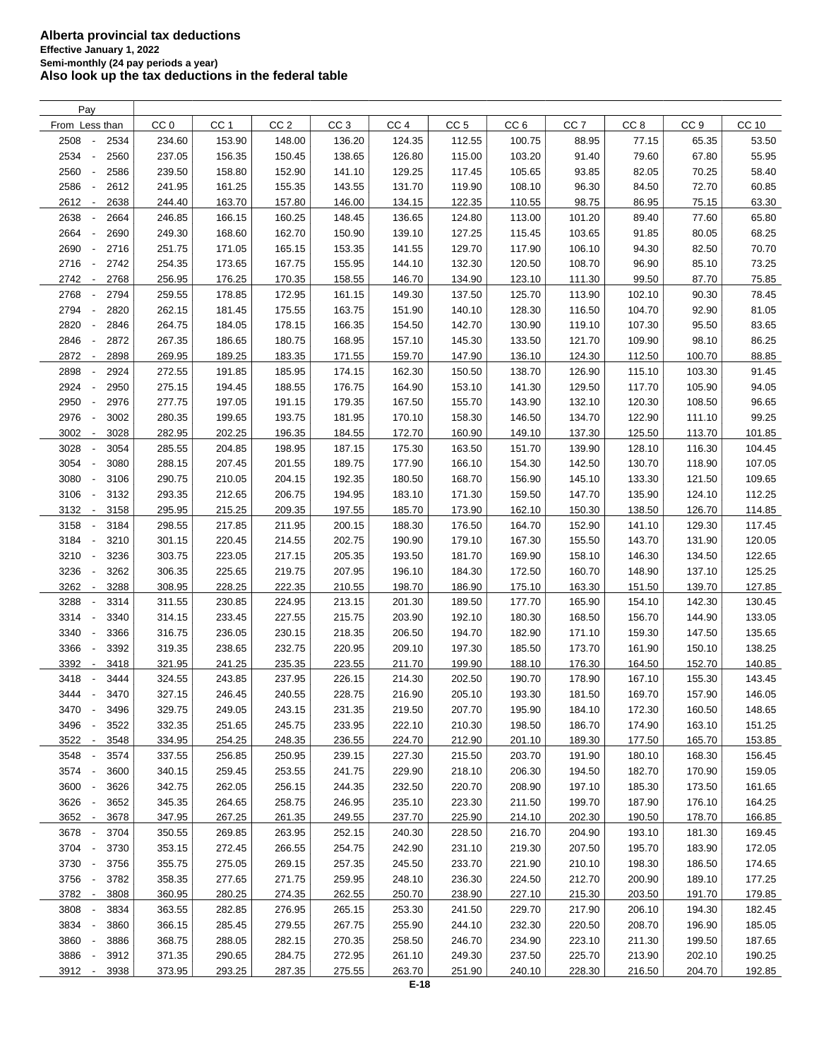# Alberta provincial tax deductions

**Effective January 1, 2022**

**Semi-monthly (24 pay periods a year)**

## Also look up the tax deductions in the federal table

| Pay From | Less than | CC 0 | CC 1 | CC 2 | CC 3 | CC 4 | CC 5 | CC 6 | CC 7 | CC 8 | CC 9 | CC 10 |
|---|---|---|---|---|---|---|---|---|---|---|---|---|
| 2508 | 2534 | 234.60 | 153.90 | 148.00 | 136.20 | 124.35 | 112.55 | 100.75 | 88.95 | 77.15 | 65.35 | 53.50 |
| 2534 | 2560 | 237.05 | 156.35 | 150.45 | 138.65 | 126.80 | 115.00 | 103.20 | 91.40 | 79.60 | 67.80 | 55.95 |
| 2560 | 2586 | 239.50 | 158.80 | 152.90 | 141.10 | 129.25 | 117.45 | 105.65 | 93.85 | 82.05 | 70.25 | 58.40 |
| 2586 | 2612 | 241.95 | 161.25 | 155.35 | 143.55 | 131.70 | 119.90 | 108.10 | 96.30 | 84.50 | 72.70 | 60.85 |
| 2612 | 2638 | 244.40 | 163.70 | 157.80 | 146.00 | 134.15 | 122.35 | 110.55 | 98.75 | 86.95 | 75.15 | 63.30 |
| 2638 | 2664 | 246.85 | 166.15 | 160.25 | 148.45 | 136.65 | 124.80 | 113.00 | 101.20 | 89.40 | 77.60 | 65.80 |
| 2664 | 2690 | 249.30 | 168.60 | 162.70 | 150.90 | 139.10 | 127.25 | 115.45 | 103.65 | 91.85 | 80.05 | 68.25 |
| 2690 | 2716 | 251.75 | 171.05 | 165.15 | 153.35 | 141.55 | 129.70 | 117.90 | 106.10 | 94.30 | 82.50 | 70.70 |
| 2716 | 2742 | 254.35 | 173.65 | 167.75 | 155.95 | 144.10 | 132.30 | 120.50 | 108.70 | 96.90 | 85.10 | 73.25 |
| 2742 | 2768 | 256.95 | 176.25 | 170.35 | 158.55 | 146.70 | 134.90 | 123.10 | 111.30 | 99.50 | 87.70 | 75.85 |
| 2768 | 2794 | 259.55 | 178.85 | 172.95 | 161.15 | 149.30 | 137.50 | 125.70 | 113.90 | 102.10 | 90.30 | 78.45 |
| 2794 | 2820 | 262.15 | 181.45 | 175.55 | 163.75 | 151.90 | 140.10 | 128.30 | 116.50 | 104.70 | 92.90 | 81.05 |
| 2820 | 2846 | 264.75 | 184.05 | 178.15 | 166.35 | 154.50 | 142.70 | 130.90 | 119.10 | 107.30 | 95.50 | 83.65 |
| 2846 | 2872 | 267.35 | 186.65 | 180.75 | 168.95 | 157.10 | 145.30 | 133.50 | 121.70 | 109.90 | 98.10 | 86.25 |
| 2872 | 2898 | 269.95 | 189.25 | 183.35 | 171.55 | 159.70 | 147.90 | 136.10 | 124.30 | 112.50 | 100.70 | 88.85 |
| 2898 | 2924 | 272.55 | 191.85 | 185.95 | 174.15 | 162.30 | 150.50 | 138.70 | 126.90 | 115.10 | 103.30 | 91.45 |
| 2924 | 2950 | 275.15 | 194.45 | 188.55 | 176.75 | 164.90 | 153.10 | 141.30 | 129.50 | 117.70 | 105.90 | 94.05 |
| 2950 | 2976 | 277.75 | 197.05 | 191.15 | 179.35 | 167.50 | 155.70 | 143.90 | 132.10 | 120.30 | 108.50 | 96.65 |
| 2976 | 3002 | 280.35 | 199.65 | 193.75 | 181.95 | 170.10 | 158.30 | 146.50 | 134.70 | 122.90 | 111.10 | 99.25 |
| 3002 | 3028 | 282.95 | 202.25 | 196.35 | 184.55 | 172.70 | 160.90 | 149.10 | 137.30 | 125.50 | 113.70 | 101.85 |
| 3028 | 3054 | 285.55 | 204.85 | 198.95 | 187.15 | 175.30 | 163.50 | 151.70 | 139.90 | 128.10 | 116.30 | 104.45 |
| 3054 | 3080 | 288.15 | 207.45 | 201.55 | 189.75 | 177.90 | 166.10 | 154.30 | 142.50 | 130.70 | 118.90 | 107.05 |
| 3080 | 3106 | 290.75 | 210.05 | 204.15 | 192.35 | 180.50 | 168.70 | 156.90 | 145.10 | 133.30 | 121.50 | 109.65 |
| 3106 | 3132 | 293.35 | 212.65 | 206.75 | 194.95 | 183.10 | 171.30 | 159.50 | 147.70 | 135.90 | 124.10 | 112.25 |
| 3132 | 3158 | 295.95 | 215.25 | 209.35 | 197.55 | 185.70 | 173.90 | 162.10 | 150.30 | 138.50 | 126.70 | 114.85 |
| 3158 | 3184 | 298.55 | 217.85 | 211.95 | 200.15 | 188.30 | 176.50 | 164.70 | 152.90 | 141.10 | 129.30 | 117.45 |
| 3184 | 3210 | 301.15 | 220.45 | 214.55 | 202.75 | 190.90 | 179.10 | 167.30 | 155.50 | 143.70 | 131.90 | 120.05 |
| 3210 | 3236 | 303.75 | 223.05 | 217.15 | 205.35 | 193.50 | 181.70 | 169.90 | 158.10 | 146.30 | 134.50 | 122.65 |
| 3236 | 3262 | 306.35 | 225.65 | 219.75 | 207.95 | 196.10 | 184.30 | 172.50 | 160.70 | 148.90 | 137.10 | 125.25 |
| 3262 | 3288 | 308.95 | 228.25 | 222.35 | 210.55 | 198.70 | 186.90 | 175.10 | 163.30 | 151.50 | 139.70 | 127.85 |
| 3288 | 3314 | 311.55 | 230.85 | 224.95 | 213.15 | 201.30 | 189.50 | 177.70 | 165.90 | 154.10 | 142.30 | 130.45 |
| 3314 | 3340 | 314.15 | 233.45 | 227.55 | 215.75 | 203.90 | 192.10 | 180.30 | 168.50 | 156.70 | 144.90 | 133.05 |
| 3340 | 3366 | 316.75 | 236.05 | 230.15 | 218.35 | 206.50 | 194.70 | 182.90 | 171.10 | 159.30 | 147.50 | 135.65 |
| 3366 | 3392 | 319.35 | 238.65 | 232.75 | 220.95 | 209.10 | 197.30 | 185.50 | 173.70 | 161.90 | 150.10 | 138.25 |
| 3392 | 3418 | 321.95 | 241.25 | 235.35 | 223.55 | 211.70 | 199.90 | 188.10 | 176.30 | 164.50 | 152.70 | 140.85 |
| 3418 | 3444 | 324.55 | 243.85 | 237.95 | 226.15 | 214.30 | 202.50 | 190.70 | 178.90 | 167.10 | 155.30 | 143.45 |
| 3444 | 3470 | 327.15 | 246.45 | 240.55 | 228.75 | 216.90 | 205.10 | 193.30 | 181.50 | 169.70 | 157.90 | 146.05 |
| 3470 | 3496 | 329.75 | 249.05 | 243.15 | 231.35 | 219.50 | 207.70 | 195.90 | 184.10 | 172.30 | 160.50 | 148.65 |
| 3496 | 3522 | 332.35 | 251.65 | 245.75 | 233.95 | 222.10 | 210.30 | 198.50 | 186.70 | 174.90 | 163.10 | 151.25 |
| 3522 | 3548 | 334.95 | 254.25 | 248.35 | 236.55 | 224.70 | 212.90 | 201.10 | 189.30 | 177.50 | 165.70 | 153.85 |
| 3548 | 3574 | 337.55 | 256.85 | 250.95 | 239.15 | 227.30 | 215.50 | 203.70 | 191.90 | 180.10 | 168.30 | 156.45 |
| 3574 | 3600 | 340.15 | 259.45 | 253.55 | 241.75 | 229.90 | 218.10 | 206.30 | 194.50 | 182.70 | 170.90 | 159.05 |
| 3600 | 3626 | 342.75 | 262.05 | 256.15 | 244.35 | 232.50 | 220.70 | 208.90 | 197.10 | 185.30 | 173.50 | 161.65 |
| 3626 | 3652 | 345.35 | 264.65 | 258.75 | 246.95 | 235.10 | 223.30 | 211.50 | 199.70 | 187.90 | 176.10 | 164.25 |
| 3652 | 3678 | 347.95 | 267.25 | 261.35 | 249.55 | 237.70 | 225.90 | 214.10 | 202.30 | 190.50 | 178.70 | 166.85 |
| 3678 | 3704 | 350.55 | 269.85 | 263.95 | 252.15 | 240.30 | 228.50 | 216.70 | 204.90 | 193.10 | 181.30 | 169.45 |
| 3704 | 3730 | 353.15 | 272.45 | 266.55 | 254.75 | 242.90 | 231.10 | 219.30 | 207.50 | 195.70 | 183.90 | 172.05 |
| 3730 | 3756 | 355.75 | 275.05 | 269.15 | 257.35 | 245.50 | 233.70 | 221.90 | 210.10 | 198.30 | 186.50 | 174.65 |
| 3756 | 3782 | 358.35 | 277.65 | 271.75 | 259.95 | 248.10 | 236.30 | 224.50 | 212.70 | 200.90 | 189.10 | 177.25 |
| 3782 | 3808 | 360.95 | 280.25 | 274.35 | 262.55 | 250.70 | 238.90 | 227.10 | 215.30 | 203.50 | 191.70 | 179.85 |
| 3808 | 3834 | 363.55 | 282.85 | 276.95 | 265.15 | 253.30 | 241.50 | 229.70 | 217.90 | 206.10 | 194.30 | 182.45 |
| 3834 | 3860 | 366.15 | 285.45 | 279.55 | 267.75 | 255.90 | 244.10 | 232.30 | 220.50 | 208.70 | 196.90 | 185.05 |
| 3860 | 3886 | 368.75 | 288.05 | 282.15 | 270.35 | 258.50 | 246.70 | 234.90 | 223.10 | 211.30 | 199.50 | 187.65 |
| 3886 | 3912 | 371.35 | 290.65 | 284.75 | 272.95 | 261.10 | 249.30 | 237.50 | 225.70 | 213.90 | 202.10 | 190.25 |
| 3912 | 3938 | 373.95 | 293.25 | 287.35 | 275.55 | 263.70 | 251.90 | 240.10 | 228.30 | 216.50 | 204.70 | 192.85 |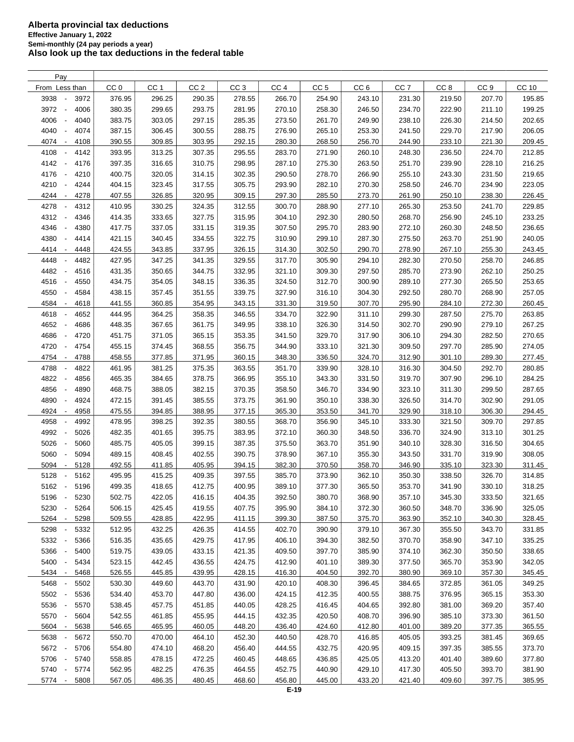# Alberta provincial tax deductions

**Effective January 1, 2022**

**Semi-monthly (24 pay periods a year)**

**Also look up the tax deductions in the federal table**

| Pay From | Less than | CC 0 | CC 1 | CC 2 | CC 3 | CC 4 | CC 5 | CC 6 | CC 7 | CC 8 | CC 9 | CC 10 |
|---|---|---|---|---|---|---|---|---|---|---|---|---|
| 3938 | 3972 | 376.95 | 296.25 | 290.35 | 278.55 | 266.70 | 254.90 | 243.10 | 231.30 | 219.50 | 207.70 | 195.85 |
| 3972 | 4006 | 380.35 | 299.65 | 293.75 | 281.95 | 270.10 | 258.30 | 246.50 | 234.70 | 222.90 | 211.10 | 199.25 |
| 4006 | 4040 | 383.75 | 303.05 | 297.15 | 285.35 | 273.50 | 261.70 | 249.90 | 238.10 | 226.30 | 214.50 | 202.65 |
| 4040 | 4074 | 387.15 | 306.45 | 300.55 | 288.75 | 276.90 | 265.10 | 253.30 | 241.50 | 229.70 | 217.90 | 206.05 |
| 4074 | 4108 | 390.55 | 309.85 | 303.95 | 292.15 | 280.30 | 268.50 | 256.70 | 244.90 | 233.10 | 221.30 | 209.45 |
| 4108 | 4142 | 393.95 | 313.25 | 307.35 | 295.55 | 283.70 | 271.90 | 260.10 | 248.30 | 236.50 | 224.70 | 212.85 |
| 4142 | 4176 | 397.35 | 316.65 | 310.75 | 298.95 | 287.10 | 275.30 | 263.50 | 251.70 | 239.90 | 228.10 | 216.25 |
| 4176 | 4210 | 400.75 | 320.05 | 314.15 | 302.35 | 290.50 | 278.70 | 266.90 | 255.10 | 243.30 | 231.50 | 219.65 |
| 4210 | 4244 | 404.15 | 323.45 | 317.55 | 305.75 | 293.90 | 282.10 | 270.30 | 258.50 | 246.70 | 234.90 | 223.05 |
| 4244 | 4278 | 407.55 | 326.85 | 320.95 | 309.15 | 297.30 | 285.50 | 273.70 | 261.90 | 250.10 | 238.30 | 226.45 |
| 4278 | 4312 | 410.95 | 330.25 | 324.35 | 312.55 | 300.70 | 288.90 | 277.10 | 265.30 | 253.50 | 241.70 | 229.85 |
| 4312 | 4346 | 414.35 | 333.65 | 327.75 | 315.95 | 304.10 | 292.30 | 280.50 | 268.70 | 256.90 | 245.10 | 233.25 |
| 4346 | 4380 | 417.75 | 337.05 | 331.15 | 319.35 | 307.50 | 295.70 | 283.90 | 272.10 | 260.30 | 248.50 | 236.65 |
| 4380 | 4414 | 421.15 | 340.45 | 334.55 | 322.75 | 310.90 | 299.10 | 287.30 | 275.50 | 263.70 | 251.90 | 240.05 |
| 4414 | 4448 | 424.55 | 343.85 | 337.95 | 326.15 | 314.30 | 302.50 | 290.70 | 278.90 | 267.10 | 255.30 | 243.45 |
| 4448 | 4482 | 427.95 | 347.25 | 341.35 | 329.55 | 317.70 | 305.90 | 294.10 | 282.30 | 270.50 | 258.70 | 246.85 |
| 4482 | 4516 | 431.35 | 350.65 | 344.75 | 332.95 | 321.10 | 309.30 | 297.50 | 285.70 | 273.90 | 262.10 | 250.25 |
| 4516 | 4550 | 434.75 | 354.05 | 348.15 | 336.35 | 324.50 | 312.70 | 300.90 | 289.10 | 277.30 | 265.50 | 253.65 |
| 4550 | 4584 | 438.15 | 357.45 | 351.55 | 339.75 | 327.90 | 316.10 | 304.30 | 292.50 | 280.70 | 268.90 | 257.05 |
| 4584 | 4618 | 441.55 | 360.85 | 354.95 | 343.15 | 331.30 | 319.50 | 307.70 | 295.90 | 284.10 | 272.30 | 260.45 |
| 4618 | 4652 | 444.95 | 364.25 | 358.35 | 346.55 | 334.70 | 322.90 | 311.10 | 299.30 | 287.50 | 275.70 | 263.85 |
| 4652 | 4686 | 448.35 | 367.65 | 361.75 | 349.95 | 338.10 | 326.30 | 314.50 | 302.70 | 290.90 | 279.10 | 267.25 |
| 4686 | 4720 | 451.75 | 371.05 | 365.15 | 353.35 | 341.50 | 329.70 | 317.90 | 306.10 | 294.30 | 282.50 | 270.65 |
| 4720 | 4754 | 455.15 | 374.45 | 368.55 | 356.75 | 344.90 | 333.10 | 321.30 | 309.50 | 297.70 | 285.90 | 274.05 |
| 4754 | 4788 | 458.55 | 377.85 | 371.95 | 360.15 | 348.30 | 336.50 | 324.70 | 312.90 | 301.10 | 289.30 | 277.45 |
| 4788 | 4822 | 461.95 | 381.25 | 375.35 | 363.55 | 351.70 | 339.90 | 328.10 | 316.30 | 304.50 | 292.70 | 280.85 |
| 4822 | 4856 | 465.35 | 384.65 | 378.75 | 366.95 | 355.10 | 343.30 | 331.50 | 319.70 | 307.90 | 296.10 | 284.25 |
| 4856 | 4890 | 468.75 | 388.05 | 382.15 | 370.35 | 358.50 | 346.70 | 334.90 | 323.10 | 311.30 | 299.50 | 287.65 |
| 4890 | 4924 | 472.15 | 391.45 | 385.55 | 373.75 | 361.90 | 350.10 | 338.30 | 326.50 | 314.70 | 302.90 | 291.05 |
| 4924 | 4958 | 475.55 | 394.85 | 388.95 | 377.15 | 365.30 | 353.50 | 341.70 | 329.90 | 318.10 | 306.30 | 294.45 |
| 4958 | 4992 | 478.95 | 398.25 | 392.35 | 380.55 | 368.70 | 356.90 | 345.10 | 333.30 | 321.50 | 309.70 | 297.85 |
| 4992 | 5026 | 482.35 | 401.65 | 395.75 | 383.95 | 372.10 | 360.30 | 348.50 | 336.70 | 324.90 | 313.10 | 301.25 |
| 5026 | 5060 | 485.75 | 405.05 | 399.15 | 387.35 | 375.50 | 363.70 | 351.90 | 340.10 | 328.30 | 316.50 | 304.65 |
| 5060 | 5094 | 489.15 | 408.45 | 402.55 | 390.75 | 378.90 | 367.10 | 355.30 | 343.50 | 331.70 | 319.90 | 308.05 |
| 5094 | 5128 | 492.55 | 411.85 | 405.95 | 394.15 | 382.30 | 370.50 | 358.70 | 346.90 | 335.10 | 323.30 | 311.45 |
| 5128 | 5162 | 495.95 | 415.25 | 409.35 | 397.55 | 385.70 | 373.90 | 362.10 | 350.30 | 338.50 | 326.70 | 314.85 |
| 5162 | 5196 | 499.35 | 418.65 | 412.75 | 400.95 | 389.10 | 377.30 | 365.50 | 353.70 | 341.90 | 330.10 | 318.25 |
| 5196 | 5230 | 502.75 | 422.05 | 416.15 | 404.35 | 392.50 | 380.70 | 368.90 | 357.10 | 345.30 | 333.50 | 321.65 |
| 5230 | 5264 | 506.15 | 425.45 | 419.55 | 407.75 | 395.90 | 384.10 | 372.30 | 360.50 | 348.70 | 336.90 | 325.05 |
| 5264 | 5298 | 509.55 | 428.85 | 422.95 | 411.15 | 399.30 | 387.50 | 375.70 | 363.90 | 352.10 | 340.30 | 328.45 |
| 5298 | 5332 | 512.95 | 432.25 | 426.35 | 414.55 | 402.70 | 390.90 | 379.10 | 367.30 | 355.50 | 343.70 | 331.85 |
| 5332 | 5366 | 516.35 | 435.65 | 429.75 | 417.95 | 406.10 | 394.30 | 382.50 | 370.70 | 358.90 | 347.10 | 335.25 |
| 5366 | 5400 | 519.75 | 439.05 | 433.15 | 421.35 | 409.50 | 397.70 | 385.90 | 374.10 | 362.30 | 350.50 | 338.65 |
| 5400 | 5434 | 523.15 | 442.45 | 436.55 | 424.75 | 412.90 | 401.10 | 389.30 | 377.50 | 365.70 | 353.90 | 342.05 |
| 5434 | 5468 | 526.55 | 445.85 | 439.95 | 428.15 | 416.30 | 404.50 | 392.70 | 380.90 | 369.10 | 357.30 | 345.45 |
| 5468 | 5502 | 530.30 | 449.60 | 443.70 | 431.90 | 420.10 | 408.30 | 396.45 | 384.65 | 372.85 | 361.05 | 349.25 |
| 5502 | 5536 | 534.40 | 453.70 | 447.80 | 436.00 | 424.15 | 412.35 | 400.55 | 388.75 | 376.95 | 365.15 | 353.30 |
| 5536 | 5570 | 538.45 | 457.75 | 451.85 | 440.05 | 428.25 | 416.45 | 404.65 | 392.80 | 381.00 | 369.20 | 357.40 |
| 5570 | 5604 | 542.55 | 461.85 | 455.95 | 444.15 | 432.35 | 420.50 | 408.70 | 396.90 | 385.10 | 373.30 | 361.50 |
| 5604 | 5638 | 546.65 | 465.95 | 460.05 | 448.20 | 436.40 | 424.60 | 412.80 | 401.00 | 389.20 | 377.35 | 365.55 |
| 5638 | 5672 | 550.70 | 470.00 | 464.10 | 452.30 | 440.50 | 428.70 | 416.85 | 405.05 | 393.25 | 381.45 | 369.65 |
| 5672 | 5706 | 554.80 | 474.10 | 468.20 | 456.40 | 444.55 | 432.75 | 420.95 | 409.15 | 397.35 | 385.55 | 373.70 |
| 5706 | 5740 | 558.85 | 478.15 | 472.25 | 460.45 | 448.65 | 436.85 | 425.05 | 413.20 | 401.40 | 389.60 | 377.80 |
| 5740 | 5774 | 562.95 | 482.25 | 476.35 | 464.55 | 452.75 | 440.90 | 429.10 | 417.30 | 405.50 | 393.70 | 381.90 |
| 5774 | 5808 | 567.05 | 486.35 | 480.45 | 468.60 | 456.80 | 445.00 | 433.20 | 421.40 | 409.60 | 397.75 | 385.95 |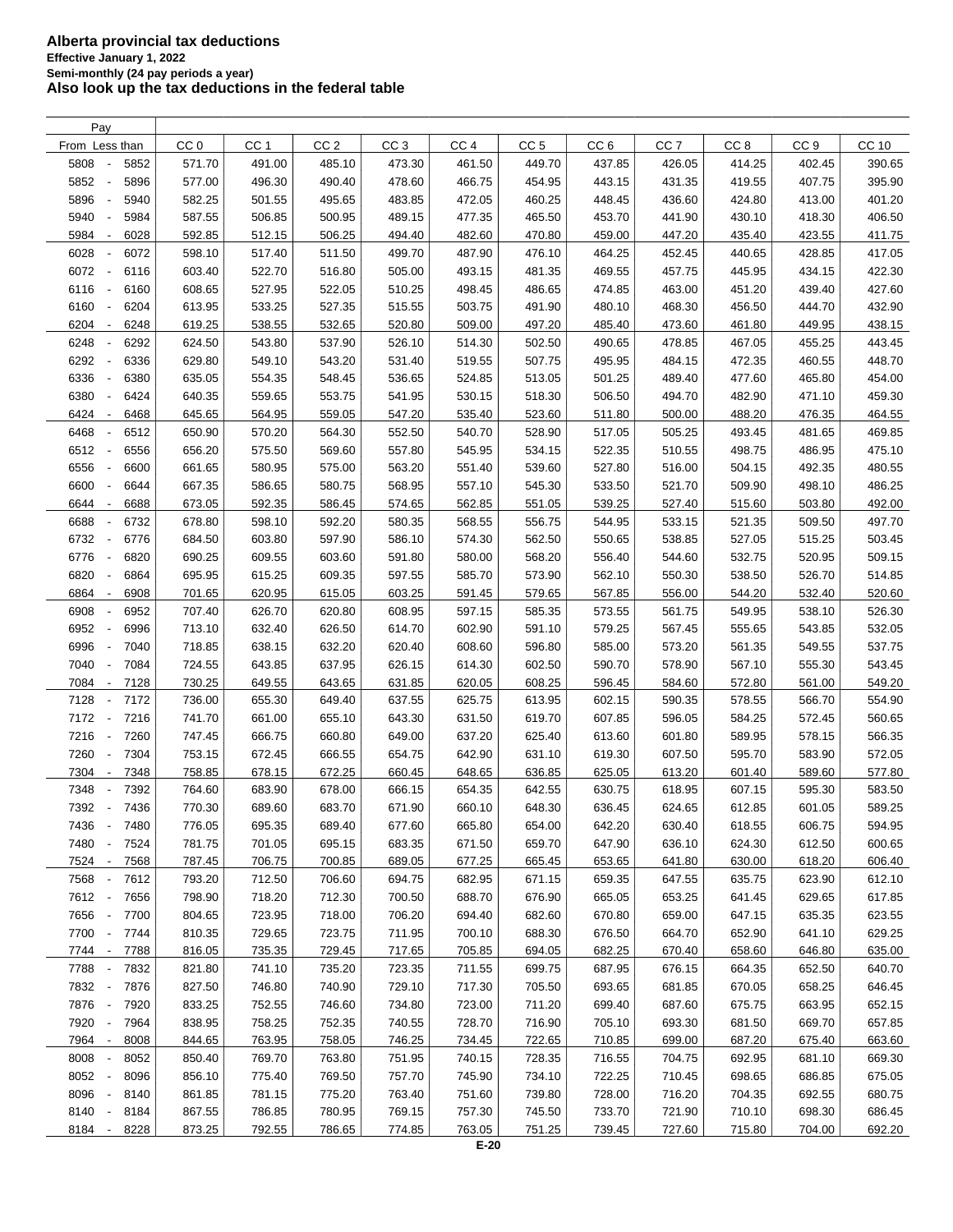# Alberta provincial tax deductions

**Effective January 1, 2022**

**Semi-monthly (24 pay periods a year)**

**Also look up the tax deductions in the federal table**

| Pay From - Less than | CC 0 | CC 1 | CC 2 | CC 3 | CC 4 | CC 5 | CC 6 | CC 7 | CC 8 | CC 9 | CC 10 |
|---|---|---|---|---|---|---|---|---|---|---|---|
| 5808 - 5852 | 571.70 | 491.00 | 485.10 | 473.30 | 461.50 | 449.70 | 437.85 | 426.05 | 414.25 | 402.45 | 390.65 |
| 5852 - 5896 | 577.00 | 496.30 | 490.40 | 478.60 | 466.75 | 454.95 | 443.15 | 431.35 | 419.55 | 407.75 | 395.90 |
| 5896 - 5940 | 582.25 | 501.55 | 495.65 | 483.85 | 472.05 | 460.25 | 448.45 | 436.60 | 424.80 | 413.00 | 401.20 |
| 5940 - 5984 | 587.55 | 506.85 | 500.95 | 489.15 | 477.35 | 465.50 | 453.70 | 441.90 | 430.10 | 418.30 | 406.50 |
| 5984 - 6028 | 592.85 | 512.15 | 506.25 | 494.40 | 482.60 | 470.80 | 459.00 | 447.20 | 435.40 | 423.55 | 411.75 |
| 6028 - 6072 | 598.10 | 517.40 | 511.50 | 499.70 | 487.90 | 476.10 | 464.25 | 452.45 | 440.65 | 428.85 | 417.05 |
| 6072 - 6116 | 603.40 | 522.70 | 516.80 | 505.00 | 493.15 | 481.35 | 469.55 | 457.75 | 445.95 | 434.15 | 422.30 |
| 6116 - 6160 | 608.65 | 527.95 | 522.05 | 510.25 | 498.45 | 486.65 | 474.85 | 463.00 | 451.20 | 439.40 | 427.60 |
| 6160 - 6204 | 613.95 | 533.25 | 527.35 | 515.55 | 503.75 | 491.90 | 480.10 | 468.30 | 456.50 | 444.70 | 432.90 |
| 6204 - 6248 | 619.25 | 538.55 | 532.65 | 520.80 | 509.00 | 497.20 | 485.40 | 473.60 | 461.80 | 449.95 | 438.15 |
| 6248 - 6292 | 624.50 | 543.80 | 537.90 | 526.10 | 514.30 | 502.50 | 490.65 | 478.85 | 467.05 | 455.25 | 443.45 |
| 6292 - 6336 | 629.80 | 549.10 | 543.20 | 531.40 | 519.55 | 507.75 | 495.95 | 484.15 | 472.35 | 460.55 | 448.70 |
| 6336 - 6380 | 635.05 | 554.35 | 548.45 | 536.65 | 524.85 | 513.05 | 501.25 | 489.40 | 477.60 | 465.80 | 454.00 |
| 6380 - 6424 | 640.35 | 559.65 | 553.75 | 541.95 | 530.15 | 518.30 | 506.50 | 494.70 | 482.90 | 471.10 | 459.30 |
| 6424 - 6468 | 645.65 | 564.95 | 559.05 | 547.20 | 535.40 | 523.60 | 511.80 | 500.00 | 488.20 | 476.35 | 464.55 |
| 6468 - 6512 | 650.90 | 570.20 | 564.30 | 552.50 | 540.70 | 528.90 | 517.05 | 505.25 | 493.45 | 481.65 | 469.85 |
| 6512 - 6556 | 656.20 | 575.50 | 569.60 | 557.80 | 545.95 | 534.15 | 522.35 | 510.55 | 498.75 | 486.95 | 475.10 |
| 6556 - 6600 | 661.65 | 580.95 | 575.00 | 563.20 | 551.40 | 539.60 | 527.80 | 516.00 | 504.15 | 492.35 | 480.55 |
| 6600 - 6644 | 667.35 | 586.65 | 580.75 | 568.95 | 557.10 | 545.30 | 533.50 | 521.70 | 509.90 | 498.10 | 486.25 |
| 6644 - 6688 | 673.05 | 592.35 | 586.45 | 574.65 | 562.85 | 551.05 | 539.25 | 527.40 | 515.60 | 503.80 | 492.00 |
| 6688 - 6732 | 678.80 | 598.10 | 592.20 | 580.35 | 568.55 | 556.75 | 544.95 | 533.15 | 521.35 | 509.50 | 497.70 |
| 6732 - 6776 | 684.50 | 603.80 | 597.90 | 586.10 | 574.30 | 562.50 | 550.65 | 538.85 | 527.05 | 515.25 | 503.45 |
| 6776 - 6820 | 690.25 | 609.55 | 603.60 | 591.80 | 580.00 | 568.20 | 556.40 | 544.60 | 532.75 | 520.95 | 509.15 |
| 6820 - 6864 | 695.95 | 615.25 | 609.35 | 597.55 | 585.70 | 573.90 | 562.10 | 550.30 | 538.50 | 526.70 | 514.85 |
| 6864 - 6908 | 701.65 | 620.95 | 615.05 | 603.25 | 591.45 | 579.65 | 567.85 | 556.00 | 544.20 | 532.40 | 520.60 |
| 6908 - 6952 | 707.40 | 626.70 | 620.80 | 608.95 | 597.15 | 585.35 | 573.55 | 561.75 | 549.95 | 538.10 | 526.30 |
| 6952 - 6996 | 713.10 | 632.40 | 626.50 | 614.70 | 602.90 | 591.10 | 579.25 | 567.45 | 555.65 | 543.85 | 532.05 |
| 6996 - 7040 | 718.85 | 638.15 | 632.20 | 620.40 | 608.60 | 596.80 | 585.00 | 573.20 | 561.35 | 549.55 | 537.75 |
| 7040 - 7084 | 724.55 | 643.85 | 637.95 | 626.15 | 614.30 | 602.50 | 590.70 | 578.90 | 567.10 | 555.30 | 543.45 |
| 7084 - 7128 | 730.25 | 649.55 | 643.65 | 631.85 | 620.05 | 608.25 | 596.45 | 584.60 | 572.80 | 561.00 | 549.20 |
| 7128 - 7172 | 736.00 | 655.30 | 649.40 | 637.55 | 625.75 | 613.95 | 602.15 | 590.35 | 578.55 | 566.70 | 554.90 |
| 7172 - 7216 | 741.70 | 661.00 | 655.10 | 643.30 | 631.50 | 619.70 | 607.85 | 596.05 | 584.25 | 572.45 | 560.65 |
| 7216 - 7260 | 747.45 | 666.75 | 660.80 | 649.00 | 637.20 | 625.40 | 613.60 | 601.80 | 589.95 | 578.15 | 566.35 |
| 7260 - 7304 | 753.15 | 672.45 | 666.55 | 654.75 | 642.90 | 631.10 | 619.30 | 607.50 | 595.70 | 583.90 | 572.05 |
| 7304 - 7348 | 758.85 | 678.15 | 672.25 | 660.45 | 648.65 | 636.85 | 625.05 | 613.20 | 601.40 | 589.60 | 577.80 |
| 7348 - 7392 | 764.60 | 683.90 | 678.00 | 666.15 | 654.35 | 642.55 | 630.75 | 618.95 | 607.15 | 595.30 | 583.50 |
| 7392 - 7436 | 770.30 | 689.60 | 683.70 | 671.90 | 660.10 | 648.30 | 636.45 | 624.65 | 612.85 | 601.05 | 589.25 |
| 7436 - 7480 | 776.05 | 695.35 | 689.40 | 677.60 | 665.80 | 654.00 | 642.20 | 630.40 | 618.55 | 606.75 | 594.95 |
| 7480 - 7524 | 781.75 | 701.05 | 695.15 | 683.35 | 671.50 | 659.70 | 647.90 | 636.10 | 624.30 | 612.50 | 600.65 |
| 7524 - 7568 | 787.45 | 706.75 | 700.85 | 689.05 | 677.25 | 665.45 | 653.65 | 641.80 | 630.00 | 618.20 | 606.40 |
| 7568 - 7612 | 793.20 | 712.50 | 706.60 | 694.75 | 682.95 | 671.15 | 659.35 | 647.55 | 635.75 | 623.90 | 612.10 |
| 7612 - 7656 | 798.90 | 718.20 | 712.30 | 700.50 | 688.70 | 676.90 | 665.05 | 653.25 | 641.45 | 629.65 | 617.85 |
| 7656 - 7700 | 804.65 | 723.95 | 718.00 | 706.20 | 694.40 | 682.60 | 670.80 | 659.00 | 647.15 | 635.35 | 623.55 |
| 7700 - 7744 | 810.35 | 729.65 | 723.75 | 711.95 | 700.10 | 688.30 | 676.50 | 664.70 | 652.90 | 641.10 | 629.25 |
| 7744 - 7788 | 816.05 | 735.35 | 729.45 | 717.65 | 705.85 | 694.05 | 682.25 | 670.40 | 658.60 | 646.80 | 635.00 |
| 7788 - 7832 | 821.80 | 741.10 | 735.20 | 723.35 | 711.55 | 699.75 | 687.95 | 676.15 | 664.35 | 652.50 | 640.70 |
| 7832 - 7876 | 827.50 | 746.80 | 740.90 | 729.10 | 717.30 | 705.50 | 693.65 | 681.85 | 670.05 | 658.25 | 646.45 |
| 7876 - 7920 | 833.25 | 752.55 | 746.60 | 734.80 | 723.00 | 711.20 | 699.40 | 687.60 | 675.75 | 663.95 | 652.15 |
| 7920 - 7964 | 838.95 | 758.25 | 752.35 | 740.55 | 728.70 | 716.90 | 705.10 | 693.30 | 681.50 | 669.70 | 657.85 |
| 7964 - 8008 | 844.65 | 763.95 | 758.05 | 746.25 | 734.45 | 722.65 | 710.85 | 699.00 | 687.20 | 675.40 | 663.60 |
| 8008 - 8052 | 850.40 | 769.70 | 763.80 | 751.95 | 740.15 | 728.35 | 716.55 | 704.75 | 692.95 | 681.10 | 669.30 |
| 8052 - 8096 | 856.10 | 775.40 | 769.50 | 757.70 | 745.90 | 734.10 | 722.25 | 710.45 | 698.65 | 686.85 | 675.05 |
| 8096 - 8140 | 861.85 | 781.15 | 775.20 | 763.40 | 751.60 | 739.80 | 728.00 | 716.20 | 704.35 | 692.55 | 680.75 |
| 8140 - 8184 | 867.55 | 786.85 | 780.95 | 769.15 | 757.30 | 745.50 | 733.70 | 721.90 | 710.10 | 698.30 | 686.45 |
| 8184 - 8228 | 873.25 | 792.55 | 786.65 | 774.85 | 763.05 | 751.25 | 739.45 | 727.60 | 715.80 | 704.00 | 692.20 |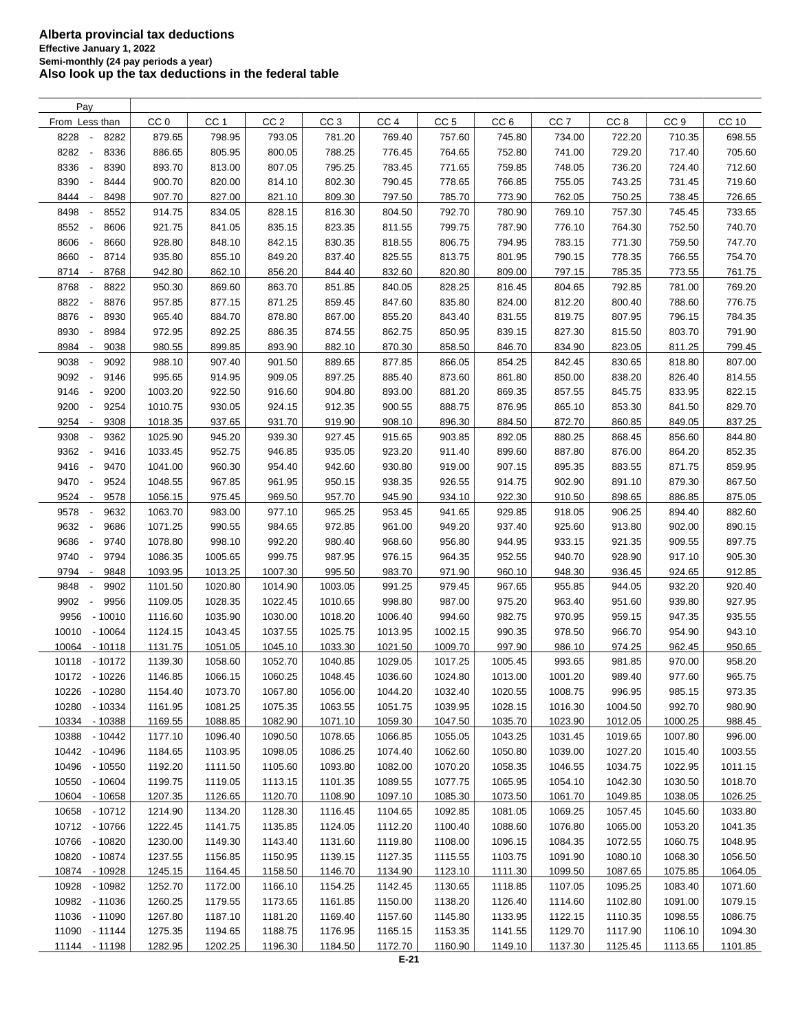# Alberta provincial tax deductions

**Effective January 1, 2022**

**Semi-monthly (24 pay periods a year)**

**Also look up the tax deductions in the federal table**

| Pay From Less than | CC 0 | CC 1 | CC 2 | CC 3 | CC 4 | CC 5 | CC 6 | CC 7 | CC 8 | CC 9 | CC 10 |
|---|---|---|---|---|---|---|---|---|---|---|---|
| 8228 - 8282 | 879.65 | 798.95 | 793.05 | 781.20 | 769.40 | 757.60 | 745.80 | 734.00 | 722.20 | 710.35 | 698.55 |
| 8282 - 8336 | 886.65 | 805.95 | 800.05 | 788.25 | 776.45 | 764.65 | 752.80 | 741.00 | 729.20 | 717.40 | 705.60 |
| 8336 - 8390 | 893.70 | 813.00 | 807.05 | 795.25 | 783.45 | 771.65 | 759.85 | 748.05 | 736.20 | 724.40 | 712.60 |
| 8390 - 8444 | 900.70 | 820.00 | 814.10 | 802.30 | 790.45 | 778.65 | 766.85 | 755.05 | 743.25 | 731.45 | 719.60 |
| 8444 - 8498 | 907.70 | 827.00 | 821.10 | 809.30 | 797.50 | 785.70 | 773.90 | 762.05 | 750.25 | 738.45 | 726.65 |
| 8498 - 8552 | 914.75 | 834.05 | 828.15 | 816.30 | 804.50 | 792.70 | 780.90 | 769.10 | 757.30 | 745.45 | 733.65 |
| 8552 - 8606 | 921.75 | 841.05 | 835.15 | 823.35 | 811.55 | 799.75 | 787.90 | 776.10 | 764.30 | 752.50 | 740.70 |
| 8606 - 8660 | 928.80 | 848.10 | 842.15 | 830.35 | 818.55 | 806.75 | 794.95 | 783.15 | 771.30 | 759.50 | 747.70 |
| 8660 - 8714 | 935.80 | 855.10 | 849.20 | 837.40 | 825.55 | 813.75 | 801.95 | 790.15 | 778.35 | 766.55 | 754.70 |
| 8714 - 8768 | 942.80 | 862.10 | 856.20 | 844.40 | 832.60 | 820.80 | 809.00 | 797.15 | 785.35 | 773.55 | 761.75 |
| 8768 - 8822 | 950.30 | 869.60 | 863.70 | 851.85 | 840.05 | 828.25 | 816.45 | 804.65 | 792.85 | 781.00 | 769.20 |
| 8822 - 8876 | 957.85 | 877.15 | 871.25 | 859.45 | 847.60 | 835.80 | 824.00 | 812.20 | 800.40 | 788.60 | 776.75 |
| 8876 - 8930 | 965.40 | 884.70 | 878.80 | 867.00 | 855.20 | 843.40 | 831.55 | 819.75 | 807.95 | 796.15 | 784.35 |
| 8930 - 8984 | 972.95 | 892.25 | 886.35 | 874.55 | 862.75 | 850.95 | 839.15 | 827.30 | 815.50 | 803.70 | 791.90 |
| 8984 - 9038 | 980.55 | 899.85 | 893.90 | 882.10 | 870.30 | 858.50 | 846.70 | 834.90 | 823.05 | 811.25 | 799.45 |
| 9038 - 9092 | 988.10 | 907.40 | 901.50 | 889.65 | 877.85 | 866.05 | 854.25 | 842.45 | 830.65 | 818.80 | 807.00 |
| 9092 - 9146 | 995.65 | 914.95 | 909.05 | 897.25 | 885.40 | 873.60 | 861.80 | 850.00 | 838.20 | 826.40 | 814.55 |
| 9146 - 9200 | 1003.20 | 922.50 | 916.60 | 904.80 | 893.00 | 881.20 | 869.35 | 857.55 | 845.75 | 833.95 | 822.15 |
| 9200 - 9254 | 1010.75 | 930.05 | 924.15 | 912.35 | 900.55 | 888.75 | 876.95 | 865.10 | 853.30 | 841.50 | 829.70 |
| 9254 - 9308 | 1018.35 | 937.65 | 931.70 | 919.90 | 908.10 | 896.30 | 884.50 | 872.70 | 860.85 | 849.05 | 837.25 |
| 9308 - 9362 | 1025.90 | 945.20 | 939.30 | 927.45 | 915.65 | 903.85 | 892.05 | 880.25 | 868.45 | 856.60 | 844.80 |
| 9362 - 9416 | 1033.45 | 952.75 | 946.85 | 935.05 | 923.20 | 911.40 | 899.60 | 887.80 | 876.00 | 864.20 | 852.35 |
| 9416 - 9470 | 1041.00 | 960.30 | 954.40 | 942.60 | 930.80 | 919.00 | 907.15 | 895.35 | 883.55 | 871.75 | 859.95 |
| 9470 - 9524 | 1048.55 | 967.85 | 961.95 | 950.15 | 938.35 | 926.55 | 914.75 | 902.90 | 891.10 | 879.30 | 867.50 |
| 9524 - 9578 | 1056.15 | 975.45 | 969.50 | 957.70 | 945.90 | 934.10 | 922.30 | 910.50 | 898.65 | 886.85 | 875.05 |
| 9578 - 9632 | 1063.70 | 983.00 | 977.10 | 965.25 | 953.45 | 941.65 | 929.85 | 918.05 | 906.25 | 894.40 | 882.60 |
| 9632 - 9686 | 1071.25 | 990.55 | 984.65 | 972.85 | 961.00 | 949.20 | 937.40 | 925.60 | 913.80 | 902.00 | 890.15 |
| 9686 - 9740 | 1078.80 | 998.10 | 992.20 | 980.40 | 968.60 | 956.80 | 944.95 | 933.15 | 921.35 | 909.55 | 897.75 |
| 9740 - 9794 | 1086.35 | 1005.65 | 999.75 | 987.95 | 976.15 | 964.35 | 952.55 | 940.70 | 928.90 | 917.10 | 905.30 |
| 9794 - 9848 | 1093.95 | 1013.25 | 1007.30 | 995.50 | 983.70 | 971.90 | 960.10 | 948.30 | 936.45 | 924.65 | 912.85 |
| 9848 - 9902 | 1101.50 | 1020.80 | 1014.90 | 1003.05 | 991.25 | 979.45 | 967.65 | 955.85 | 944.05 | 932.20 | 920.40 |
| 9902 - 9956 | 1109.05 | 1028.35 | 1022.45 | 1010.65 | 998.80 | 987.00 | 975.20 | 963.40 | 951.60 | 939.80 | 927.95 |
| 9956 - 10010 | 1116.60 | 1035.90 | 1030.00 | 1018.20 | 1006.40 | 994.60 | 982.75 | 970.95 | 959.15 | 947.35 | 935.55 |
| 10010 - 10064 | 1124.15 | 1043.45 | 1037.55 | 1025.75 | 1013.95 | 1002.15 | 990.35 | 978.50 | 966.70 | 954.90 | 943.10 |
| 10064 - 10118 | 1131.75 | 1051.05 | 1045.10 | 1033.30 | 1021.50 | 1009.70 | 997.90 | 986.10 | 974.25 | 962.45 | 950.65 |
| 10118 - 10172 | 1139.30 | 1058.60 | 1052.70 | 1040.85 | 1029.05 | 1017.25 | 1005.45 | 993.65 | 981.85 | 970.00 | 958.20 |
| 10172 - 10226 | 1146.85 | 1066.15 | 1060.25 | 1048.45 | 1036.60 | 1024.80 | 1013.00 | 1001.20 | 989.40 | 977.60 | 965.75 |
| 10226 - 10280 | 1154.40 | 1073.70 | 1067.80 | 1056.00 | 1044.20 | 1032.40 | 1020.55 | 1008.75 | 996.95 | 985.15 | 973.35 |
| 10280 - 10334 | 1161.95 | 1081.25 | 1075.35 | 1063.55 | 1051.75 | 1039.95 | 1028.15 | 1016.30 | 1004.50 | 992.70 | 980.90 |
| 10334 - 10388 | 1169.55 | 1088.85 | 1082.90 | 1071.10 | 1059.30 | 1047.50 | 1035.70 | 1023.90 | 1012.05 | 1000.25 | 988.45 |
| 10388 - 10442 | 1177.10 | 1096.40 | 1090.50 | 1078.65 | 1066.85 | 1055.05 | 1043.25 | 1031.45 | 1019.65 | 1007.80 | 996.00 |
| 10442 - 10496 | 1184.65 | 1103.95 | 1098.05 | 1086.25 | 1074.40 | 1062.60 | 1050.80 | 1039.00 | 1027.20 | 1015.40 | 1003.55 |
| 10496 - 10550 | 1192.20 | 1111.50 | 1105.60 | 1093.80 | 1082.00 | 1070.20 | 1058.35 | 1046.55 | 1034.75 | 1022.95 | 1011.15 |
| 10550 - 10604 | 1199.75 | 1119.05 | 1113.15 | 1101.35 | 1089.55 | 1077.75 | 1065.95 | 1054.10 | 1042.30 | 1030.50 | 1018.70 |
| 10604 - 10658 | 1207.35 | 1126.65 | 1120.70 | 1108.90 | 1097.10 | 1085.30 | 1073.50 | 1061.70 | 1049.85 | 1038.05 | 1026.25 |
| 10658 - 10712 | 1214.90 | 1134.20 | 1128.30 | 1116.45 | 1104.65 | 1092.85 | 1081.05 | 1069.25 | 1057.45 | 1045.60 | 1033.80 |
| 10712 - 10766 | 1222.45 | 1141.75 | 1135.85 | 1124.05 | 1112.20 | 1100.40 | 1088.60 | 1076.80 | 1065.00 | 1053.20 | 1041.35 |
| 10766 - 10820 | 1230.00 | 1149.30 | 1143.40 | 1131.60 | 1119.80 | 1108.00 | 1096.15 | 1084.35 | 1072.55 | 1060.75 | 1048.95 |
| 10820 - 10874 | 1237.55 | 1156.85 | 1150.95 | 1139.15 | 1127.35 | 1115.55 | 1103.75 | 1091.90 | 1080.10 | 1068.30 | 1056.50 |
| 10874 - 10928 | 1245.15 | 1164.45 | 1158.50 | 1146.70 | 1134.90 | 1123.10 | 1111.30 | 1099.50 | 1087.65 | 1075.85 | 1064.05 |
| 10928 - 10982 | 1252.70 | 1172.00 | 1166.10 | 1154.25 | 1142.45 | 1130.65 | 1118.85 | 1107.05 | 1095.25 | 1083.40 | 1071.60 |
| 10982 - 11036 | 1260.25 | 1179.55 | 1173.65 | 1161.85 | 1150.00 | 1138.20 | 1126.40 | 1114.60 | 1102.80 | 1091.00 | 1079.15 |
| 11036 - 11090 | 1267.80 | 1187.10 | 1181.20 | 1169.40 | 1157.60 | 1145.80 | 1133.95 | 1122.15 | 1110.35 | 1098.55 | 1086.75 |
| 11090 - 11144 | 1275.35 | 1194.65 | 1188.75 | 1176.95 | 1165.15 | 1153.35 | 1141.55 | 1129.70 | 1117.90 | 1106.10 | 1094.30 |
| 11144 - 11198 | 1282.95 | 1202.25 | 1196.30 | 1184.50 | 1172.70 | 1160.90 | 1149.10 | 1137.30 | 1125.45 | 1113.65 | 1101.85 |